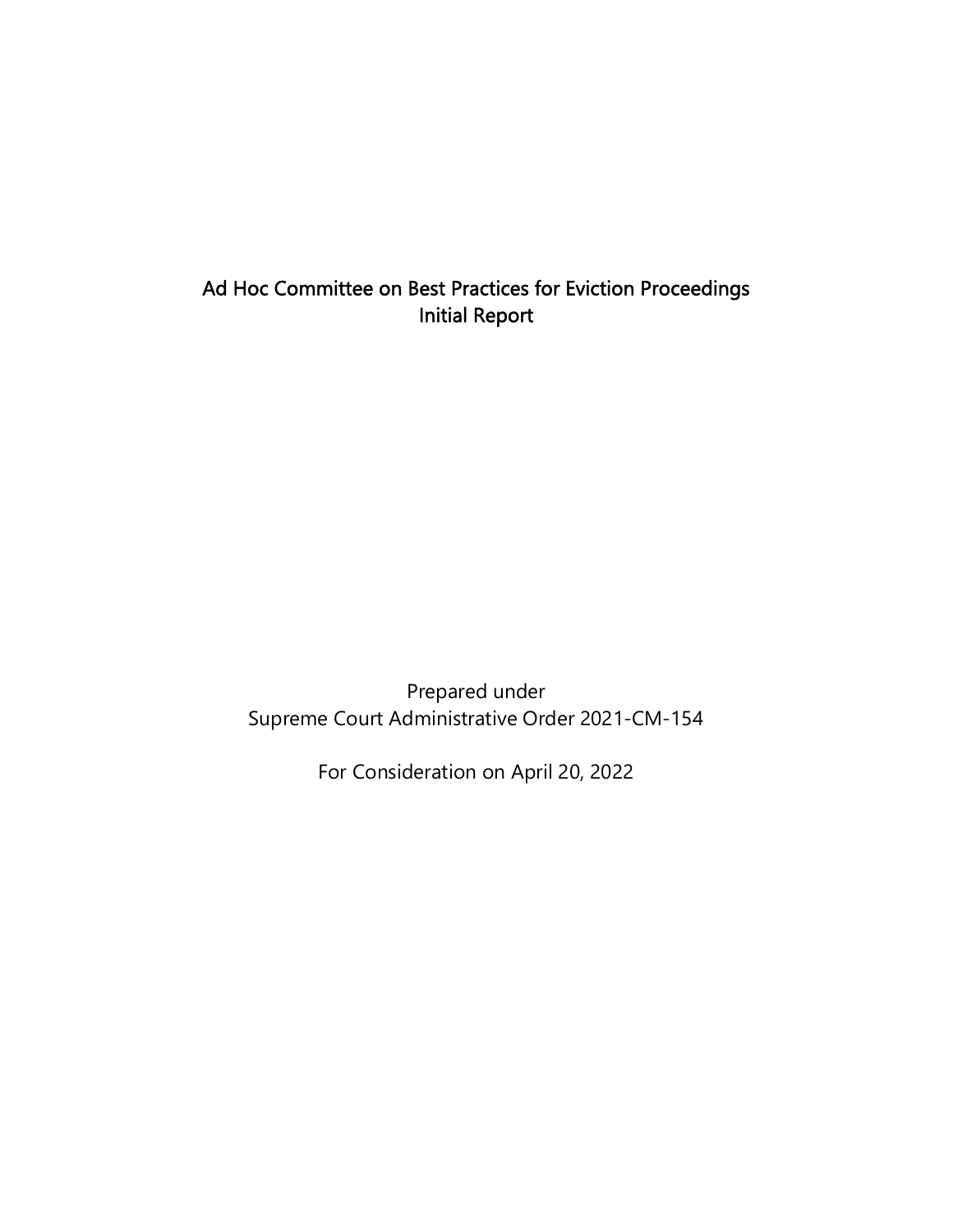# Ad Hoc Committee on Best Practices for Eviction Proceedings
## Initial Report

Prepared under
Supreme Court Administrative Order 2021-CM-154

For Consideration on April 20, 2022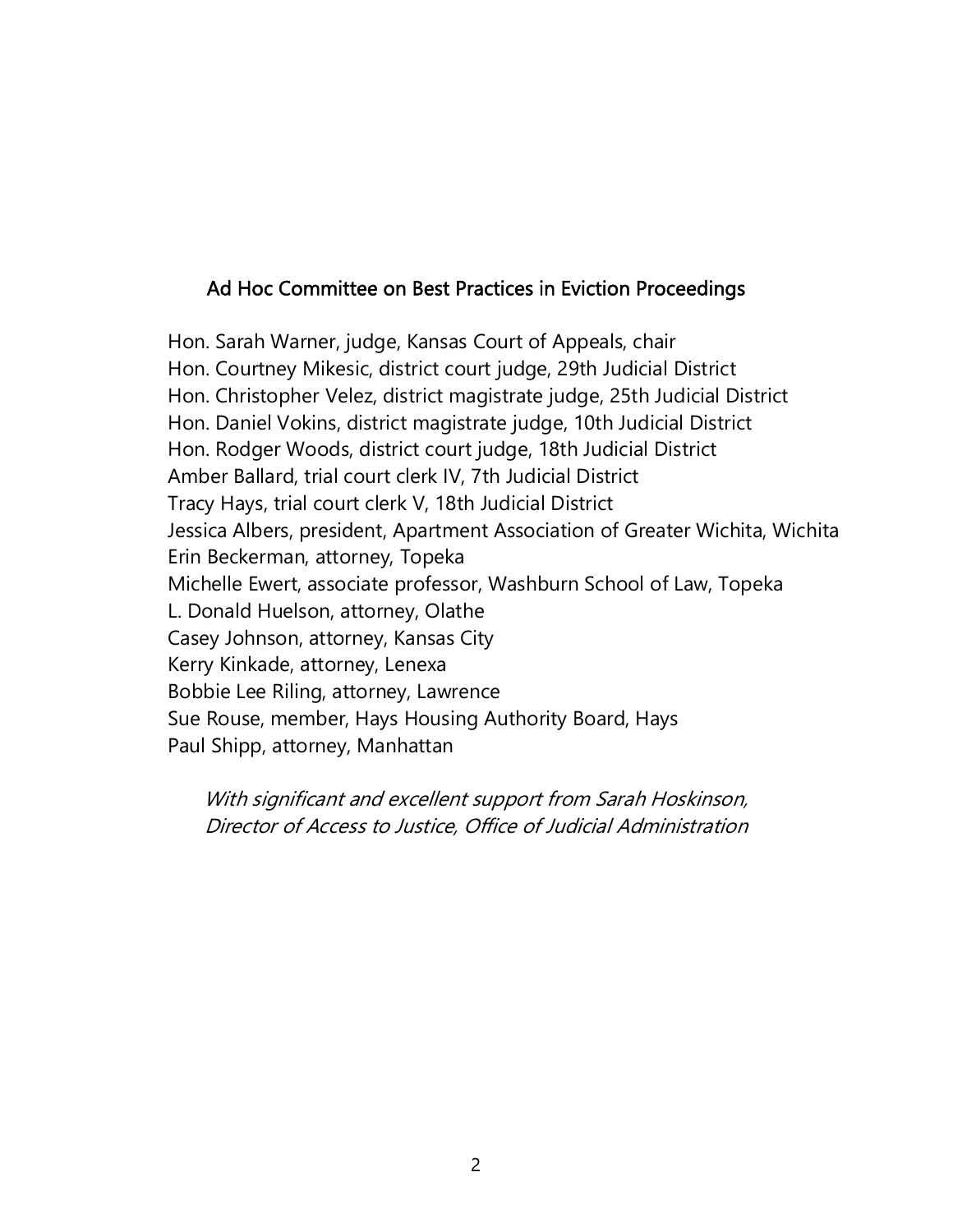## Ad Hoc Committee on Best Practices in Eviction Proceedings

Hon. Sarah Warner, judge, Kansas Court of Appeals, chair
Hon. Courtney Mikesic, district court judge, 29th Judicial District
Hon. Christopher Velez, district magistrate judge, 25th Judicial District
Hon. Daniel Vokins, district magistrate judge, 10th Judicial District
Hon. Rodger Woods, district court judge, 18th Judicial District
Amber Ballard, trial court clerk IV, 7th Judicial District
Tracy Hays, trial court clerk V, 18th Judicial District
Jessica Albers, president, Apartment Association of Greater Wichita, Wichita
Erin Beckerman, attorney, Topeka
Michelle Ewert, associate professor, Washburn School of Law, Topeka
L. Donald Huelson, attorney, Olathe
Casey Johnson, attorney, Kansas City
Kerry Kinkade, attorney, Lenexa
Bobbie Lee Riling, attorney, Lawrence
Sue Rouse, member, Hays Housing Authority Board, Hays
Paul Shipp, attorney, Manhattan

*With significant and excellent support from Sarah Hoskinson, Director of Access to Justice, Office of Judicial Administration*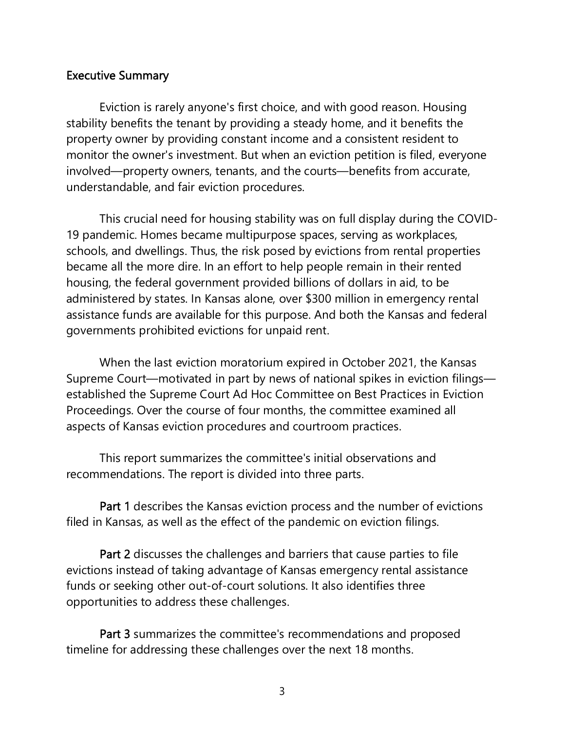## Executive Summary

Eviction is rarely anyone's first choice, and with good reason. Housing stability benefits the tenant by providing a steady home, and it benefits the property owner by providing constant income and a consistent resident to monitor the owner's investment. But when an eviction petition is filed, everyone involved—property owners, tenants, and the courts—benefits from accurate, understandable, and fair eviction procedures.

This crucial need for housing stability was on full display during the COVID-19 pandemic. Homes became multipurpose spaces, serving as workplaces, schools, and dwellings. Thus, the risk posed by evictions from rental properties became all the more dire. In an effort to help people remain in their rented housing, the federal government provided billions of dollars in aid, to be administered by states. In Kansas alone, over $300 million in emergency rental assistance funds are available for this purpose. And both the Kansas and federal governments prohibited evictions for unpaid rent.

When the last eviction moratorium expired in October 2021, the Kansas Supreme Court—motivated in part by news of national spikes in eviction filings—established the Supreme Court Ad Hoc Committee on Best Practices in Eviction Proceedings. Over the course of four months, the committee examined all aspects of Kansas eviction procedures and courtroom practices.

This report summarizes the committee's initial observations and recommendations. The report is divided into three parts.

**Part 1** describes the Kansas eviction process and the number of evictions filed in Kansas, as well as the effect of the pandemic on eviction filings.

**Part 2** discusses the challenges and barriers that cause parties to file evictions instead of taking advantage of Kansas emergency rental assistance funds or seeking other out-of-court solutions. It also identifies three opportunities to address these challenges.

**Part 3** summarizes the committee's recommendations and proposed timeline for addressing these challenges over the next 18 months.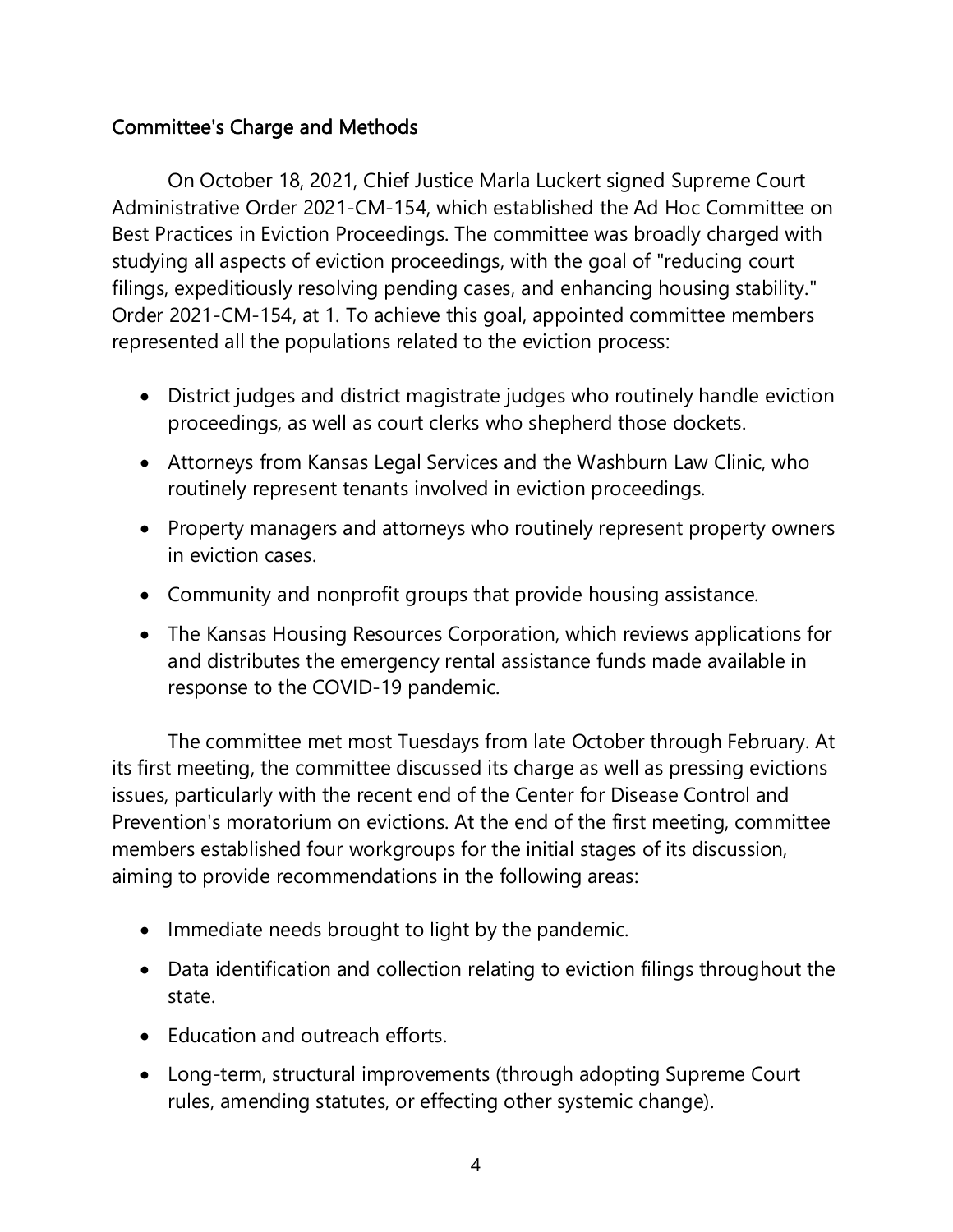## Committee's Charge and Methods

On October 18, 2021, Chief Justice Marla Luckert signed Supreme Court Administrative Order 2021-CM-154, which established the Ad Hoc Committee on Best Practices in Eviction Proceedings. The committee was broadly charged with studying all aspects of eviction proceedings, with the goal of "reducing court filings, expeditiously resolving pending cases, and enhancing housing stability." Order 2021-CM-154, at 1. To achieve this goal, appointed committee members represented all the populations related to the eviction process:

- District judges and district magistrate judges who routinely handle eviction proceedings, as well as court clerks who shepherd those dockets.
- Attorneys from Kansas Legal Services and the Washburn Law Clinic, who routinely represent tenants involved in eviction proceedings.
- Property managers and attorneys who routinely represent property owners in eviction cases.
- Community and nonprofit groups that provide housing assistance.
- The Kansas Housing Resources Corporation, which reviews applications for and distributes the emergency rental assistance funds made available in response to the COVID-19 pandemic.

The committee met most Tuesdays from late October through February. At its first meeting, the committee discussed its charge as well as pressing evictions issues, particularly with the recent end of the Center for Disease Control and Prevention's moratorium on evictions. At the end of the first meeting, committee members established four workgroups for the initial stages of its discussion, aiming to provide recommendations in the following areas:

- Immediate needs brought to light by the pandemic.
- Data identification and collection relating to eviction filings throughout the state.
- Education and outreach efforts.
- Long-term, structural improvements (through adopting Supreme Court rules, amending statutes, or effecting other systemic change).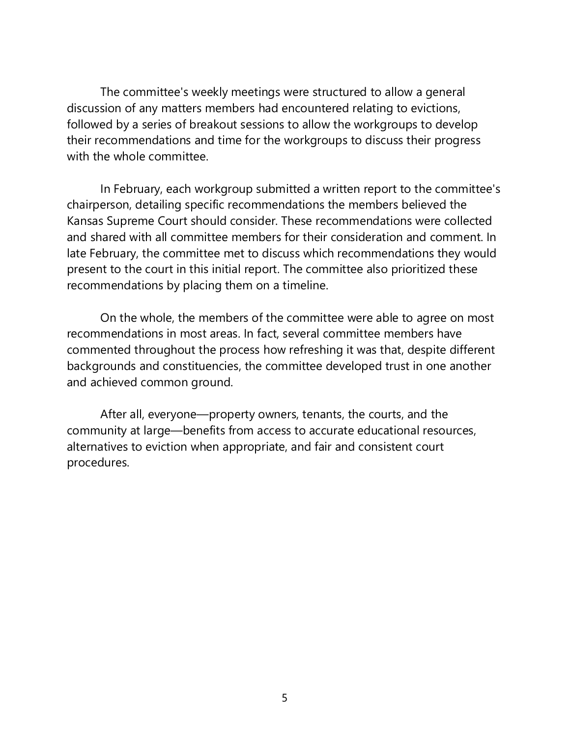The committee's weekly meetings were structured to allow a general discussion of any matters members had encountered relating to evictions, followed by a series of breakout sessions to allow the workgroups to develop their recommendations and time for the workgroups to discuss their progress with the whole committee.

In February, each workgroup submitted a written report to the committee's chairperson, detailing specific recommendations the members believed the Kansas Supreme Court should consider. These recommendations were collected and shared with all committee members for their consideration and comment. In late February, the committee met to discuss which recommendations they would present to the court in this initial report. The committee also prioritized these recommendations by placing them on a timeline.

On the whole, the members of the committee were able to agree on most recommendations in most areas. In fact, several committee members have commented throughout the process how refreshing it was that, despite different backgrounds and constituencies, the committee developed trust in one another and achieved common ground.

After all, everyone—property owners, tenants, the courts, and the community at large—benefits from access to accurate educational resources, alternatives to eviction when appropriate, and fair and consistent court procedures.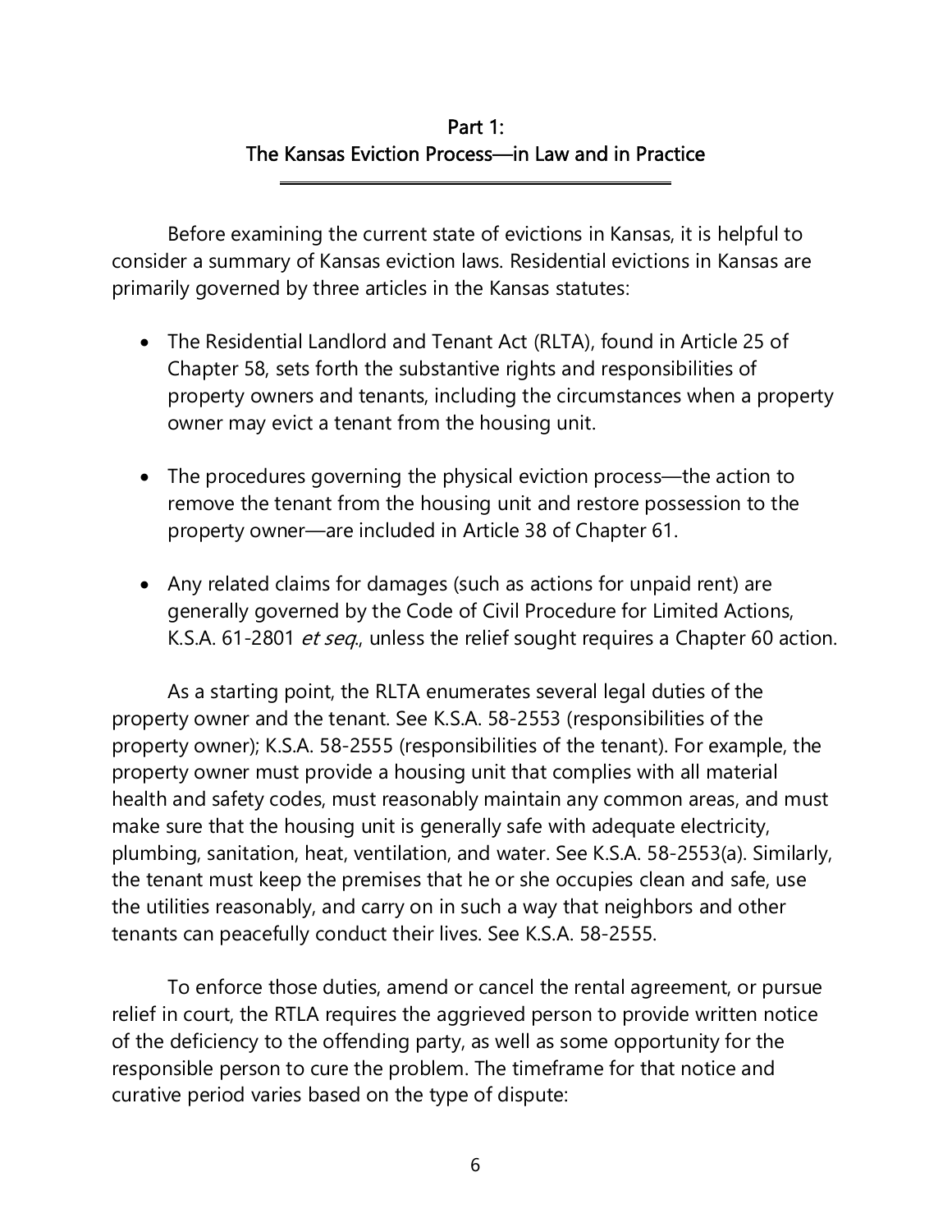## Part 1:
## The Kansas Eviction Process—in Law and in Practice

Before examining the current state of evictions in Kansas, it is helpful to consider a summary of Kansas eviction laws. Residential evictions in Kansas are primarily governed by three articles in the Kansas statutes:

- The Residential Landlord and Tenant Act (RLTA), found in Article 25 of Chapter 58, sets forth the substantive rights and responsibilities of property owners and tenants, including the circumstances when a property owner may evict a tenant from the housing unit.
- The procedures governing the physical eviction process—the action to remove the tenant from the housing unit and restore possession to the property owner—are included in Article 38 of Chapter 61.
- Any related claims for damages (such as actions for unpaid rent) are generally governed by the Code of Civil Procedure for Limited Actions, K.S.A. 61-2801 *et seq*., unless the relief sought requires a Chapter 60 action.

As a starting point, the RLTA enumerates several legal duties of the property owner and the tenant. See K.S.A. 58-2553 (responsibilities of the property owner); K.S.A. 58-2555 (responsibilities of the tenant). For example, the property owner must provide a housing unit that complies with all material health and safety codes, must reasonably maintain any common areas, and must make sure that the housing unit is generally safe with adequate electricity, plumbing, sanitation, heat, ventilation, and water. See K.S.A. 58-2553(a). Similarly, the tenant must keep the premises that he or she occupies clean and safe, use the utilities reasonably, and carry on in such a way that neighbors and other tenants can peacefully conduct their lives. See K.S.A. 58-2555.

To enforce those duties, amend or cancel the rental agreement, or pursue relief in court, the RTLA requires the aggrieved person to provide written notice of the deficiency to the offending party, as well as some opportunity for the responsible person to cure the problem. The timeframe for that notice and curative period varies based on the type of dispute: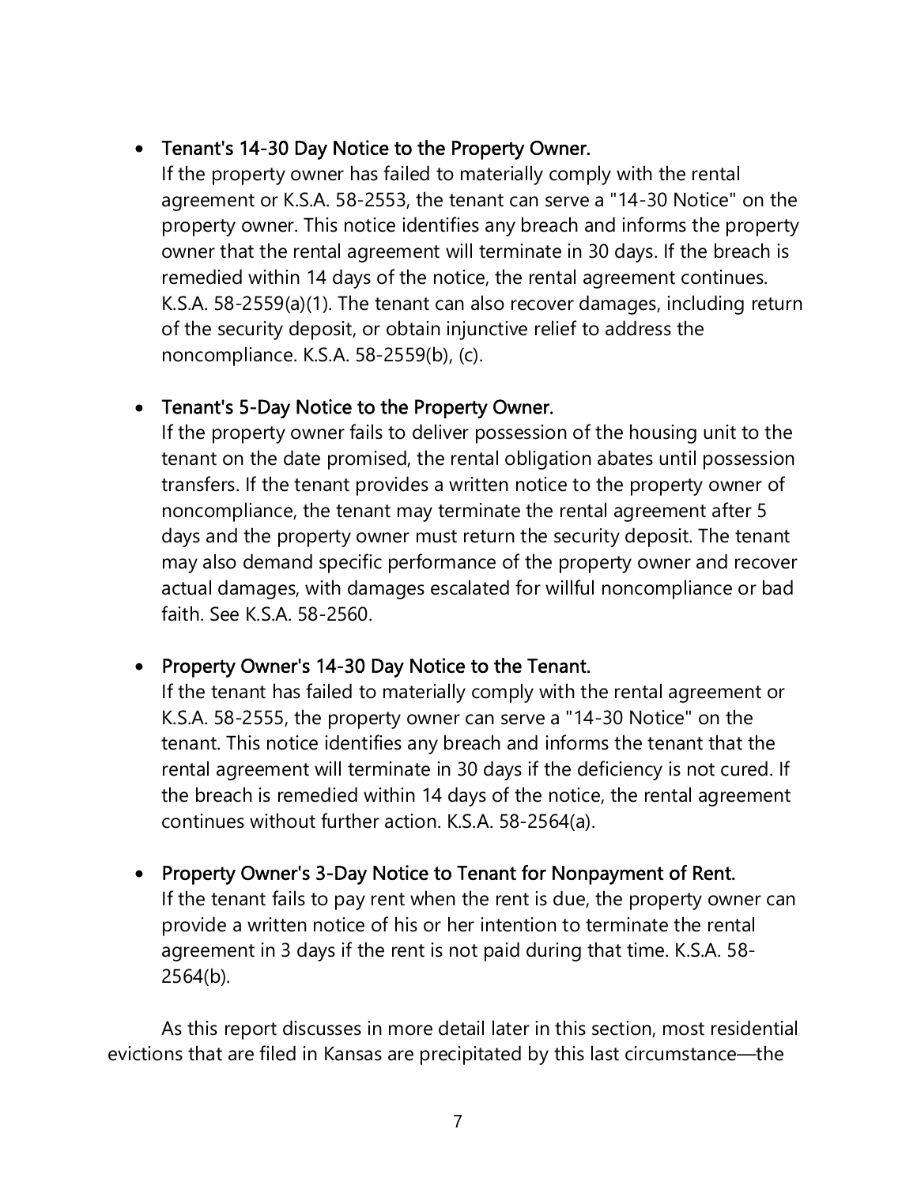- Tenant's 14-30 Day Notice to the Property Owner.
  If the property owner has failed to materially comply with the rental agreement or K.S.A. 58-2553, the tenant can serve a "14-30 Notice" on the property owner. This notice identifies any breach and informs the property owner that the rental agreement will terminate in 30 days. If the breach is remedied within 14 days of the notice, the rental agreement continues. K.S.A. 58-2559(a)(1). The tenant can also recover damages, including return of the security deposit, or obtain injunctive relief to address the noncompliance. K.S.A. 58-2559(b), (c).

- Tenant's 5-Day Notice to the Property Owner.
  If the property owner fails to deliver possession of the housing unit to the tenant on the date promised, the rental obligation abates until possession transfers. If the tenant provides a written notice to the property owner of noncompliance, the tenant may terminate the rental agreement after 5 days and the property owner must return the security deposit. The tenant may also demand specific performance of the property owner and recover actual damages, with damages escalated for willful noncompliance or bad faith. See K.S.A. 58-2560.

- Property Owner's 14-30 Day Notice to the Tenant.
  If the tenant has failed to materially comply with the rental agreement or K.S.A. 58-2555, the property owner can serve a "14-30 Notice" on the tenant. This notice identifies any breach and informs the tenant that the rental agreement will terminate in 30 days if the deficiency is not cured. If the breach is remedied within 14 days of the notice, the rental agreement continues without further action. K.S.A. 58-2564(a).

- Property Owner's 3-Day Notice to Tenant for Nonpayment of Rent.
  If the tenant fails to pay rent when the rent is due, the property owner can provide a written notice of his or her intention to terminate the rental agreement in 3 days if the rent is not paid during that time. K.S.A. 58-2564(b).

As this report discusses in more detail later in this section, most residential evictions that are filed in Kansas are precipitated by this last circumstance—the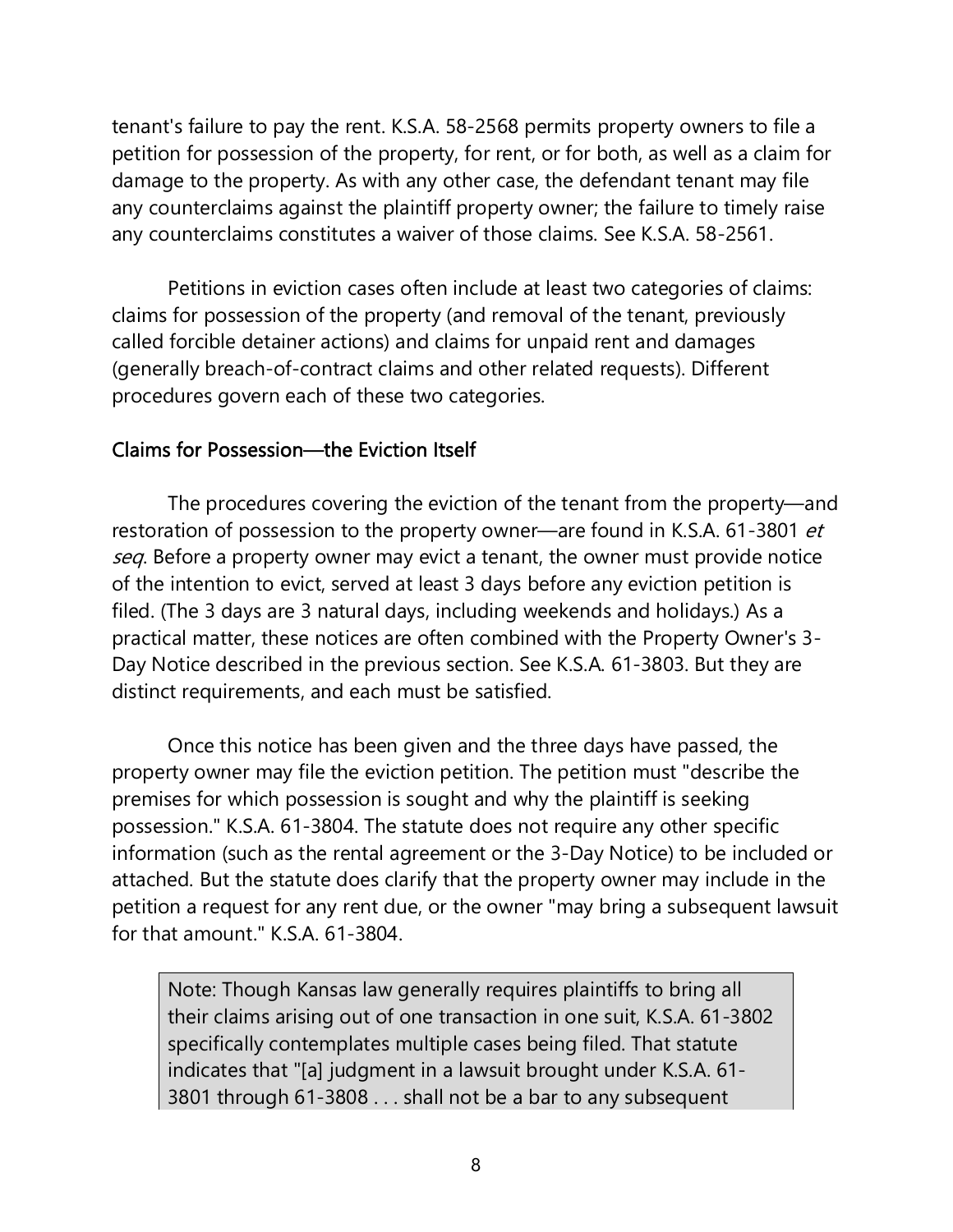tenant's failure to pay the rent. K.S.A. 58-2568 permits property owners to file a petition for possession of the property, for rent, or for both, as well as a claim for damage to the property. As with any other case, the defendant tenant may file any counterclaims against the plaintiff property owner; the failure to timely raise any counterclaims constitutes a waiver of those claims. See K.S.A. 58-2561.

Petitions in eviction cases often include at least two categories of claims: claims for possession of the property (and removal of the tenant, previously called forcible detainer actions) and claims for unpaid rent and damages (generally breach-of-contract claims and other related requests). Different procedures govern each of these two categories.

### Claims for Possession—the Eviction Itself

The procedures covering the eviction of the tenant from the property—and restoration of possession to the property owner—are found in K.S.A. 61-3801 *et seq*. Before a property owner may evict a tenant, the owner must provide notice of the intention to evict, served at least 3 days before any eviction petition is filed. (The 3 days are 3 natural days, including weekends and holidays.) As a practical matter, these notices are often combined with the Property Owner's 3-Day Notice described in the previous section. See K.S.A. 61-3803. But they are distinct requirements, and each must be satisfied.

Once this notice has been given and the three days have passed, the property owner may file the eviction petition. The petition must "describe the premises for which possession is sought and why the plaintiff is seeking possession." K.S.A. 61-3804. The statute does not require any other specific information (such as the rental agreement or the 3-Day Notice) to be included or attached. But the statute does clarify that the property owner may include in the petition a request for any rent due, or the owner "may bring a subsequent lawsuit for that amount." K.S.A. 61-3804.

> Note: Though Kansas law generally requires plaintiffs to bring all their claims arising out of one transaction in one suit, K.S.A. 61-3802 specifically contemplates multiple cases being filed. That statute indicates that "[a] judgment in a lawsuit brought under K.S.A. 61-3801 through 61-3808 . . . shall not be a bar to any subsequent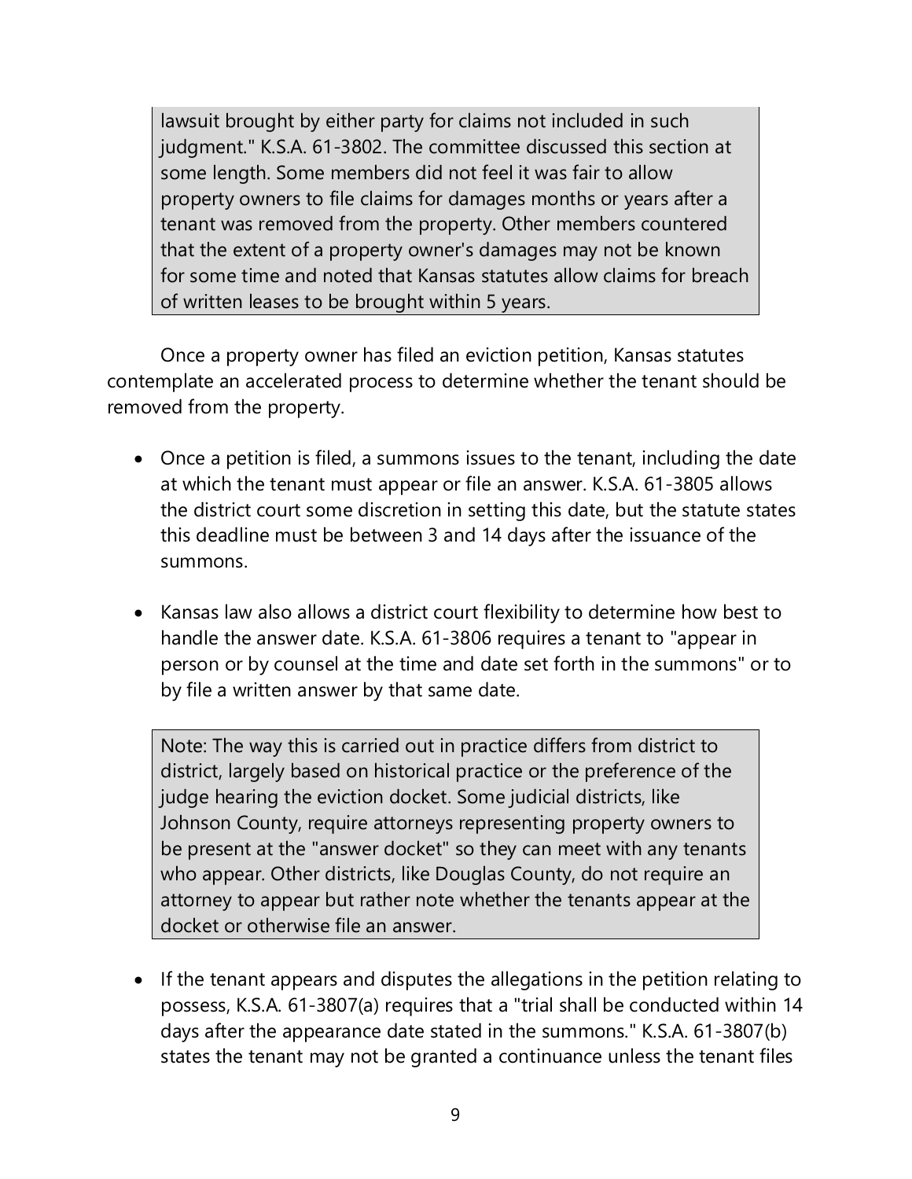> lawsuit brought by either party for claims not included in such judgment." K.S.A. 61-3802. The committee discussed this section at some length. Some members did not feel it was fair to allow property owners to file claims for damages months or years after a tenant was removed from the property. Other members countered that the extent of a property owner's damages may not be known for some time and noted that Kansas statutes allow claims for breach of written leases to be brought within 5 years.

Once a property owner has filed an eviction petition, Kansas statutes contemplate an accelerated process to determine whether the tenant should be removed from the property.

- Once a petition is filed, a summons issues to the tenant, including the date at which the tenant must appear or file an answer. K.S.A. 61-3805 allows the district court some discretion in setting this date, but the statute states this deadline must be between 3 and 14 days after the issuance of the summons.

- Kansas law also allows a district court flexibility to determine how best to handle the answer date. K.S.A. 61-3806 requires a tenant to "appear in person or by counsel at the time and date set forth in the summons" or to by file a written answer by that same date.

> Note: The way this is carried out in practice differs from district to district, largely based on historical practice or the preference of the judge hearing the eviction docket. Some judicial districts, like Johnson County, require attorneys representing property owners to be present at the "answer docket" so they can meet with any tenants who appear. Other districts, like Douglas County, do not require an attorney to appear but rather note whether the tenants appear at the docket or otherwise file an answer.

- If the tenant appears and disputes the allegations in the petition relating to possess, K.S.A. 61-3807(a) requires that a "trial shall be conducted within 14 days after the appearance date stated in the summons." K.S.A. 61-3807(b) states the tenant may not be granted a continuance unless the tenant files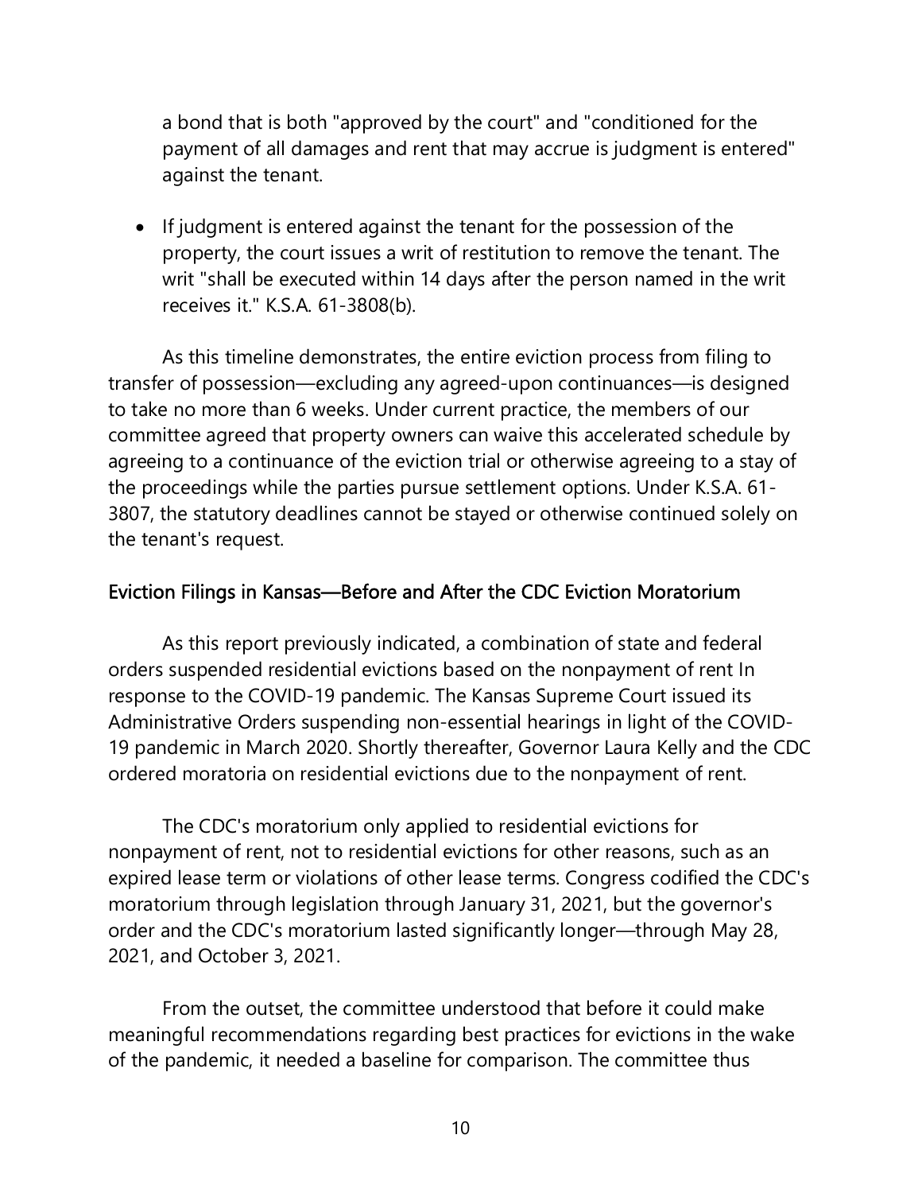a bond that is both "approved by the court" and "conditioned for the payment of all damages and rent that may accrue is judgment is entered" against the tenant.

- If judgment is entered against the tenant for the possession of the property, the court issues a writ of restitution to remove the tenant. The writ "shall be executed within 14 days after the person named in the writ receives it." K.S.A. 61-3808(b).

As this timeline demonstrates, the entire eviction process from filing to transfer of possession—excluding any agreed-upon continuances—is designed to take no more than 6 weeks. Under current practice, the members of our committee agreed that property owners can waive this accelerated schedule by agreeing to a continuance of the eviction trial or otherwise agreeing to a stay of the proceedings while the parties pursue settlement options. Under K.S.A. 61-3807, the statutory deadlines cannot be stayed or otherwise continued solely on the tenant's request.

## Eviction Filings in Kansas—Before and After the CDC Eviction Moratorium

As this report previously indicated, a combination of state and federal orders suspended residential evictions based on the nonpayment of rent In response to the COVID-19 pandemic. The Kansas Supreme Court issued its Administrative Orders suspending non-essential hearings in light of the COVID-19 pandemic in March 2020. Shortly thereafter, Governor Laura Kelly and the CDC ordered moratoria on residential evictions due to the nonpayment of rent.

The CDC's moratorium only applied to residential evictions for nonpayment of rent, not to residential evictions for other reasons, such as an expired lease term or violations of other lease terms. Congress codified the CDC's moratorium through legislation through January 31, 2021, but the governor's order and the CDC's moratorium lasted significantly longer—through May 28, 2021, and October 3, 2021.

From the outset, the committee understood that before it could make meaningful recommendations regarding best practices for evictions in the wake of the pandemic, it needed a baseline for comparison. The committee thus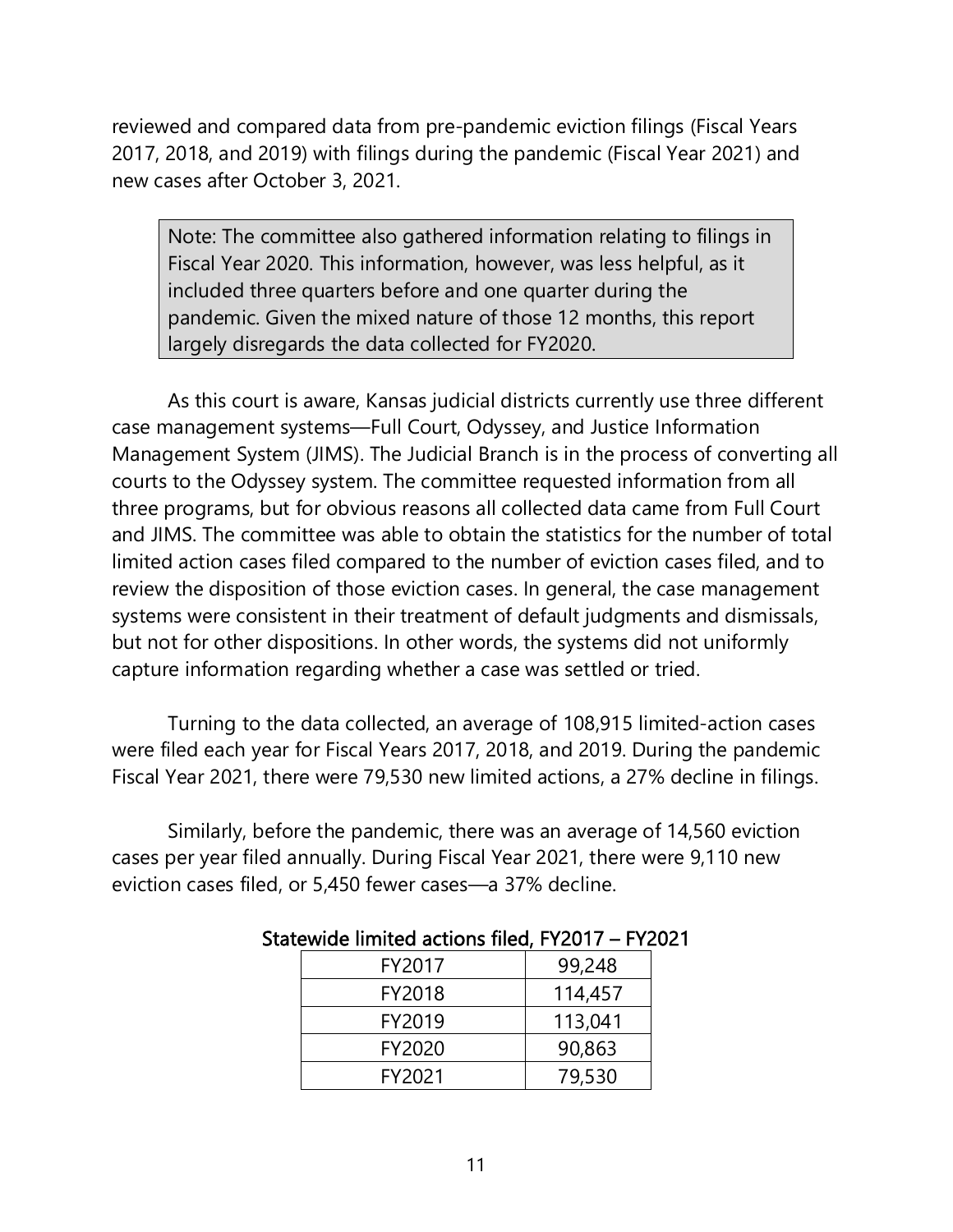reviewed and compared data from pre-pandemic eviction filings (Fiscal Years 2017, 2018, and 2019) with filings during the pandemic (Fiscal Year 2021) and new cases after October 3, 2021.

> Note: The committee also gathered information relating to filings in Fiscal Year 2020. This information, however, was less helpful, as it included three quarters before and one quarter during the pandemic. Given the mixed nature of those 12 months, this report largely disregards the data collected for FY2020.

As this court is aware, Kansas judicial districts currently use three different case management systems—Full Court, Odyssey, and Justice Information Management System (JIMS). The Judicial Branch is in the process of converting all courts to the Odyssey system. The committee requested information from all three programs, but for obvious reasons all collected data came from Full Court and JIMS. The committee was able to obtain the statistics for the number of total limited action cases filed compared to the number of eviction cases filed, and to review the disposition of those eviction cases. In general, the case management systems were consistent in their treatment of default judgments and dismissals, but not for other dispositions. In other words, the systems did not uniformly capture information regarding whether a case was settled or tried.

Turning to the data collected, an average of 108,915 limited-action cases were filed each year for Fiscal Years 2017, 2018, and 2019. During the pandemic Fiscal Year 2021, there were 79,530 new limited actions, a 27% decline in filings.

Similarly, before the pandemic, there was an average of 14,560 eviction cases per year filed annually. During Fiscal Year 2021, there were 9,110 new eviction cases filed, or 5,450 fewer cases—a 37% decline.

**Statewide limited actions filed, FY2017 – FY2021**

| Fiscal Year | Limited actions filed |
|---|---|
| FY2017 | 99,248 |
| FY2018 | 114,457 |
| FY2019 | 113,041 |
| FY2020 | 90,863 |
| FY2021 | 79,530 |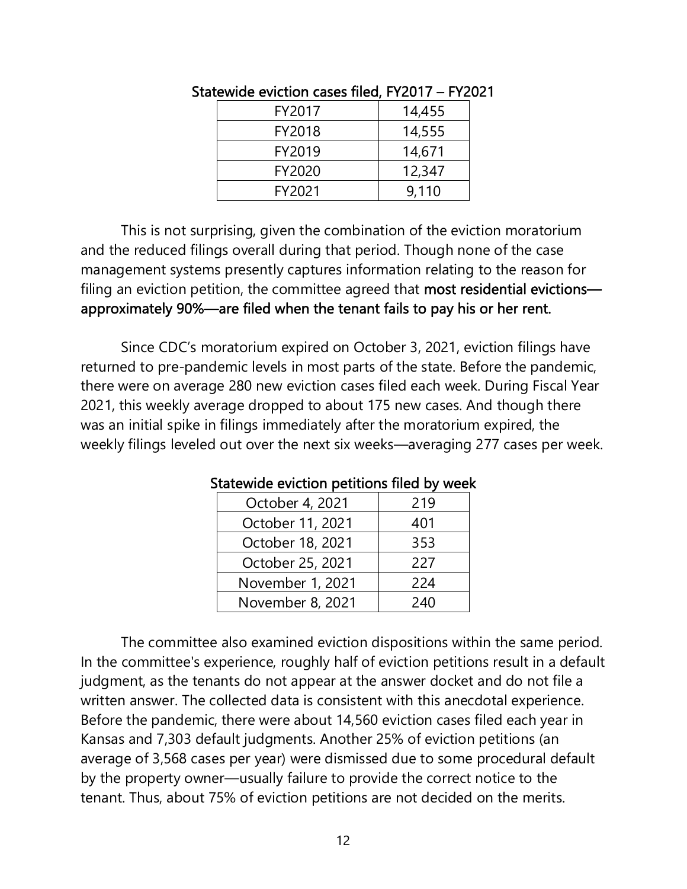**Statewide eviction cases filed, FY2017 – FY2021**

| | |
|---|---|
| FY2017 | 14,455 |
| FY2018 | 14,555 |
| FY2019 | 14,671 |
| FY2020 | 12,347 |
| FY2021 | 9,110 |

This is not surprising, given the combination of the eviction moratorium and the reduced filings overall during that period. Though none of the case management systems presently captures information relating to the reason for filing an eviction petition, the committee agreed that **most residential evictions—approximately 90%—are filed when the tenant fails to pay his or her rent.**

Since CDC's moratorium expired on October 3, 2021, eviction filings have returned to pre-pandemic levels in most parts of the state. Before the pandemic, there were on average 280 new eviction cases filed each week. During Fiscal Year 2021, this weekly average dropped to about 175 new cases. And though there was an initial spike in filings immediately after the moratorium expired, the weekly filings leveled out over the next six weeks—averaging 277 cases per week.

**Statewide eviction petitions filed by week**

| | |
|---|---|
| October 4, 2021 | 219 |
| October 11, 2021 | 401 |
| October 18, 2021 | 353 |
| October 25, 2021 | 227 |
| November 1, 2021 | 224 |
| November 8, 2021 | 240 |

The committee also examined eviction dispositions within the same period. In the committee's experience, roughly half of eviction petitions result in a default judgment, as the tenants do not appear at the answer docket and do not file a written answer. The collected data is consistent with this anecdotal experience. Before the pandemic, there were about 14,560 eviction cases filed each year in Kansas and 7,303 default judgments. Another 25% of eviction petitions (an average of 3,568 cases per year) were dismissed due to some procedural default by the property owner—usually failure to provide the correct notice to the tenant. Thus, about 75% of eviction petitions are not decided on the merits.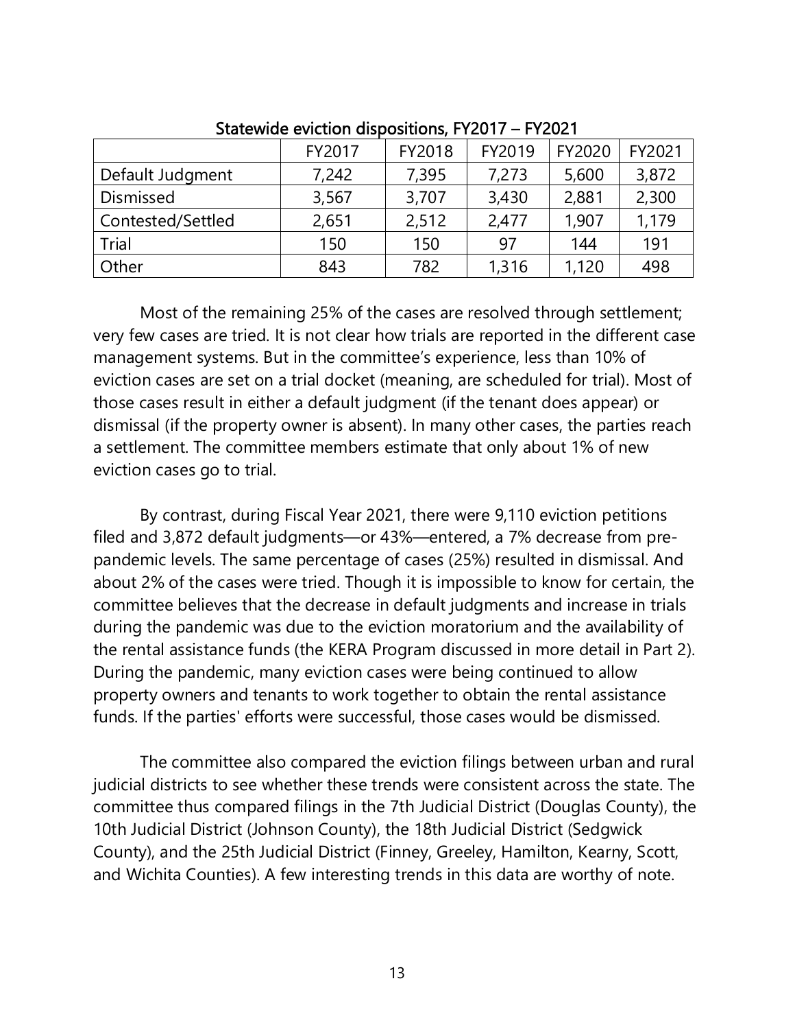Statewide eviction dispositions, FY2017 – FY2021

| | FY2017 | FY2018 | FY2019 | FY2020 | FY2021 |
|---|---|---|---|---|---|
| Default Judgment | 7,242 | 7,395 | 7,273 | 5,600 | 3,872 |
| Dismissed | 3,567 | 3,707 | 3,430 | 2,881 | 2,300 |
| Contested/Settled | 2,651 | 2,512 | 2,477 | 1,907 | 1,179 |
| Trial | 150 | 150 | 97 | 144 | 191 |
| Other | 843 | 782 | 1,316 | 1,120 | 498 |

Most of the remaining 25% of the cases are resolved through settlement; very few cases are tried. It is not clear how trials are reported in the different case management systems. But in the committee's experience, less than 10% of eviction cases are set on a trial docket (meaning, are scheduled for trial). Most of those cases result in either a default judgment (if the tenant does appear) or dismissal (if the property owner is absent). In many other cases, the parties reach a settlement. The committee members estimate that only about 1% of new eviction cases go to trial.

By contrast, during Fiscal Year 2021, there were 9,110 eviction petitions filed and 3,872 default judgments—or 43%—entered, a 7% decrease from pre-pandemic levels. The same percentage of cases (25%) resulted in dismissal. And about 2% of the cases were tried. Though it is impossible to know for certain, the committee believes that the decrease in default judgments and increase in trials during the pandemic was due to the eviction moratorium and the availability of the rental assistance funds (the KERA Program discussed in more detail in Part 2). During the pandemic, many eviction cases were being continued to allow property owners and tenants to work together to obtain the rental assistance funds. If the parties' efforts were successful, those cases would be dismissed.

The committee also compared the eviction filings between urban and rural judicial districts to see whether these trends were consistent across the state. The committee thus compared filings in the 7th Judicial District (Douglas County), the 10th Judicial District (Johnson County), the 18th Judicial District (Sedgwick County), and the 25th Judicial District (Finney, Greeley, Hamilton, Kearny, Scott, and Wichita Counties). A few interesting trends in this data are worthy of note.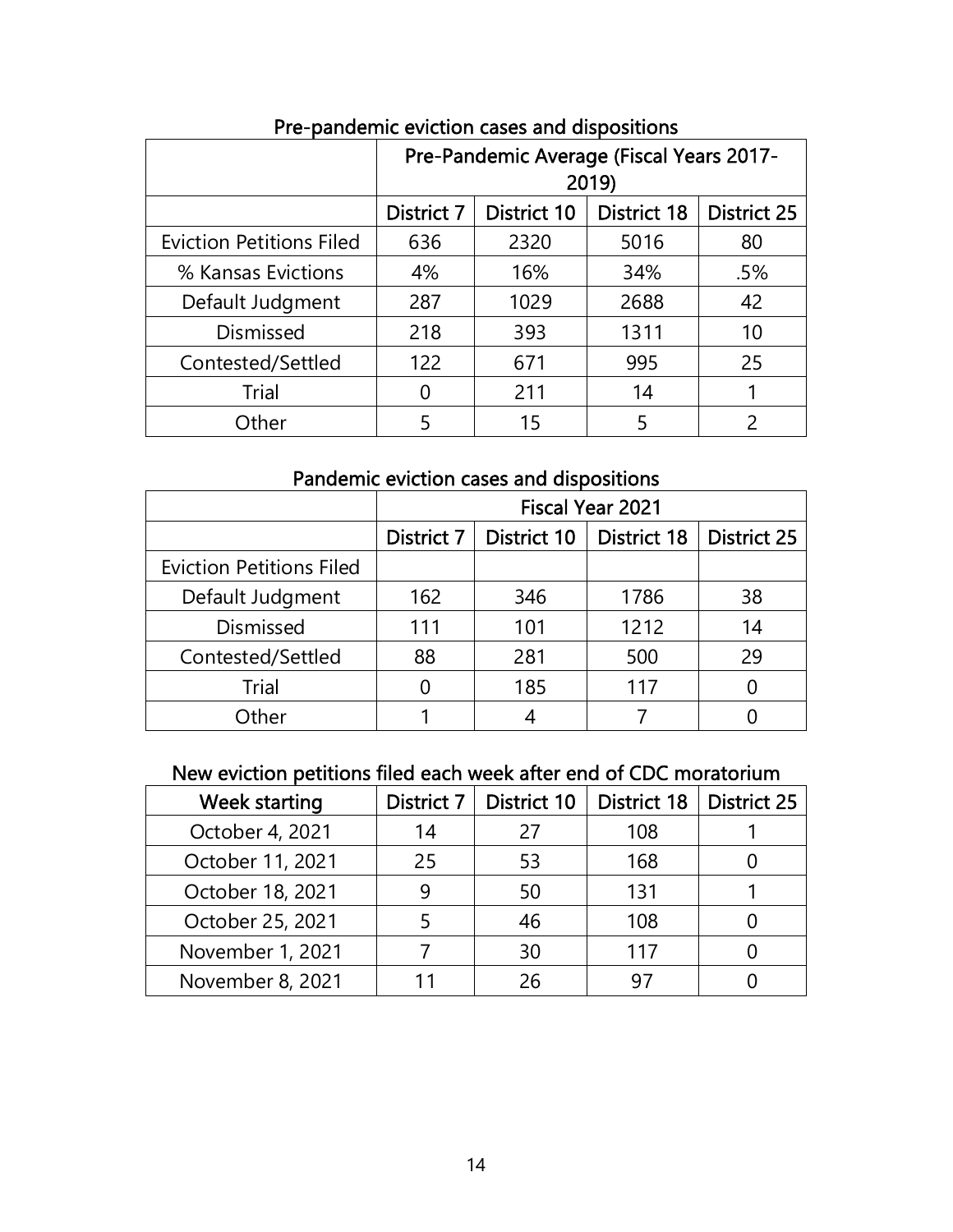Pre-pandemic eviction cases and dispositions

| | Pre-Pandemic Average (Fiscal Years 2017-2019) | | | |
|---|---|---|---|---|
| | District 7 | District 10 | District 18 | District 25 |
| Eviction Petitions Filed | 636 | 2320 | 5016 | 80 |
| % Kansas Evictions | 4% | 16% | 34% | .5% |
| Default Judgment | 287 | 1029 | 2688 | 42 |
| Dismissed | 218 | 393 | 1311 | 10 |
| Contested/Settled | 122 | 671 | 995 | 25 |
| Trial | 0 | 211 | 14 | 1 |
| Other | 5 | 15 | 5 | 2 |

Pandemic eviction cases and dispositions

| | Fiscal Year 2021 | | | |
|---|---|---|---|---|
| | District 7 | District 10 | District 18 | District 25 |
| Eviction Petitions Filed | | | | |
| Default Judgment | 162 | 346 | 1786 | 38 |
| Dismissed | 111 | 101 | 1212 | 14 |
| Contested/Settled | 88 | 281 | 500 | 29 |
| Trial | 0 | 185 | 117 | 0 |
| Other | 1 | 4 | 7 | 0 |

New eviction petitions filed each week after end of CDC moratorium

| Week starting | District 7 | District 10 | District 18 | District 25 |
|---|---|---|---|---|
| October 4, 2021 | 14 | 27 | 108 | 1 |
| October 11, 2021 | 25 | 53 | 168 | 0 |
| October 18, 2021 | 9 | 50 | 131 | 1 |
| October 25, 2021 | 5 | 46 | 108 | 0 |
| November 1, 2021 | 7 | 30 | 117 | 0 |
| November 8, 2021 | 11 | 26 | 97 | 0 |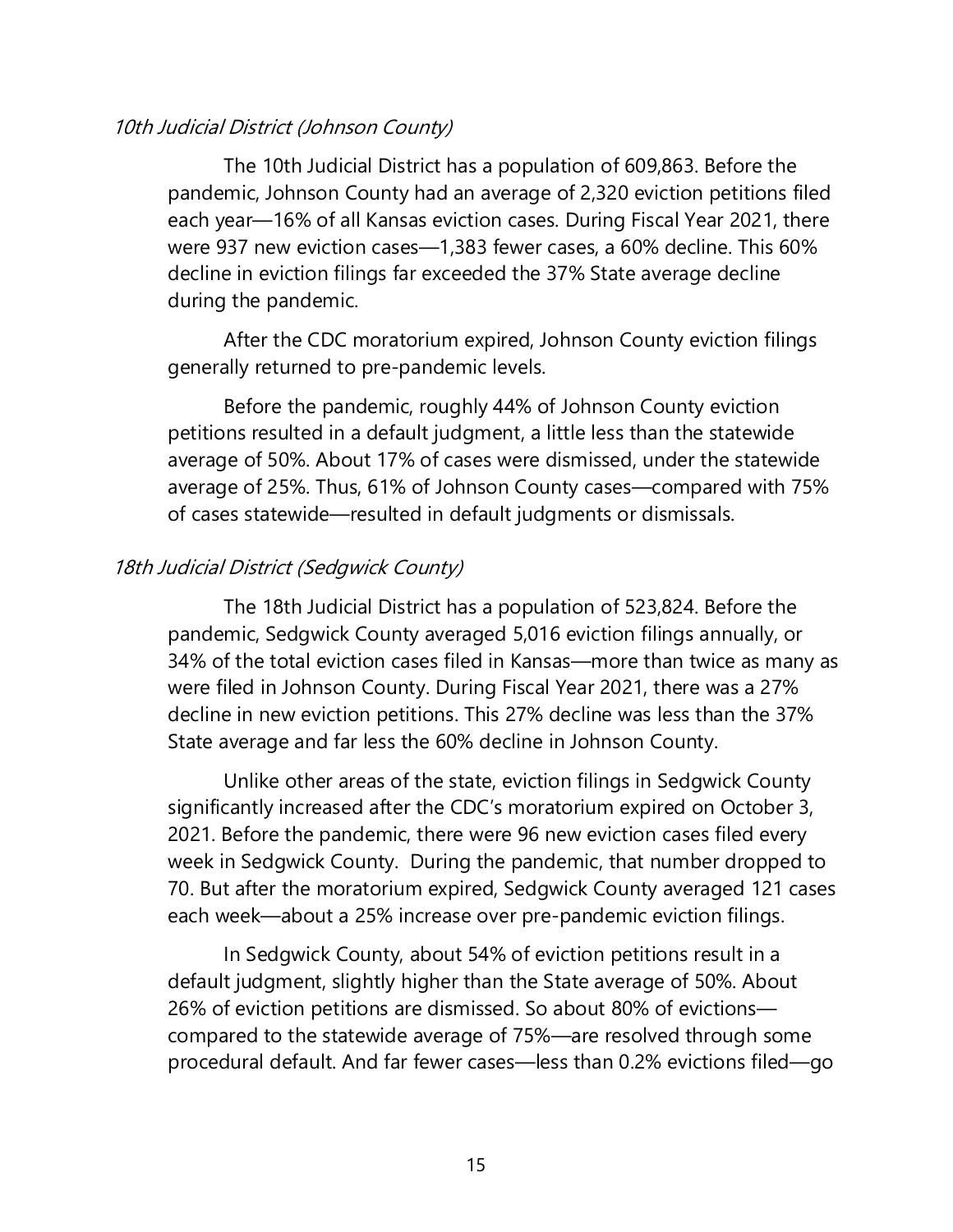*10th Judicial District (Johnson County)*

The 10th Judicial District has a population of 609,863. Before the pandemic, Johnson County had an average of 2,320 eviction petitions filed each year—16% of all Kansas eviction cases. During Fiscal Year 2021, there were 937 new eviction cases—1,383 fewer cases, a 60% decline. This 60% decline in eviction filings far exceeded the 37% State average decline during the pandemic.

After the CDC moratorium expired, Johnson County eviction filings generally returned to pre-pandemic levels.

Before the pandemic, roughly 44% of Johnson County eviction petitions resulted in a default judgment, a little less than the statewide average of 50%. About 17% of cases were dismissed, under the statewide average of 25%. Thus, 61% of Johnson County cases—compared with 75% of cases statewide—resulted in default judgments or dismissals.

*18th Judicial District (Sedgwick County)*

The 18th Judicial District has a population of 523,824. Before the pandemic, Sedgwick County averaged 5,016 eviction filings annually, or 34% of the total eviction cases filed in Kansas—more than twice as many as were filed in Johnson County. During Fiscal Year 2021, there was a 27% decline in new eviction petitions. This 27% decline was less than the 37% State average and far less the 60% decline in Johnson County.

Unlike other areas of the state, eviction filings in Sedgwick County significantly increased after the CDC's moratorium expired on October 3, 2021. Before the pandemic, there were 96 new eviction cases filed every week in Sedgwick County. During the pandemic, that number dropped to 70. But after the moratorium expired, Sedgwick County averaged 121 cases each week—about a 25% increase over pre-pandemic eviction filings.

In Sedgwick County, about 54% of eviction petitions result in a default judgment, slightly higher than the State average of 50%. About 26% of eviction petitions are dismissed. So about 80% of evictions—compared to the statewide average of 75%—are resolved through some procedural default. And far fewer cases—less than 0.2% evictions filed—go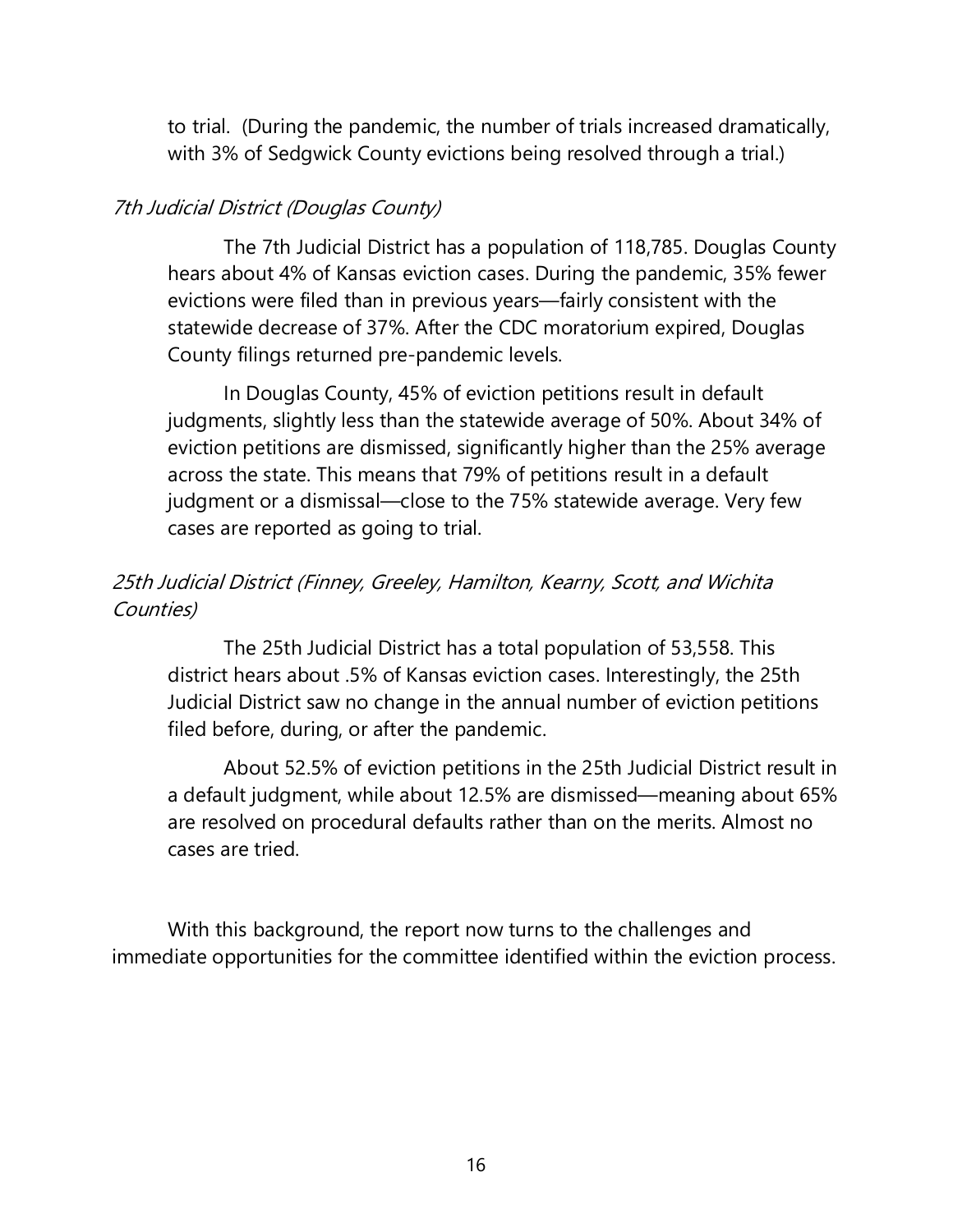to trial. (During the pandemic, the number of trials increased dramatically, with 3% of Sedgwick County evictions being resolved through a trial.)

*7th Judicial District (Douglas County)*

The 7th Judicial District has a population of 118,785. Douglas County hears about 4% of Kansas eviction cases. During the pandemic, 35% fewer evictions were filed than in previous years—fairly consistent with the statewide decrease of 37%. After the CDC moratorium expired, Douglas County filings returned pre-pandemic levels.

In Douglas County, 45% of eviction petitions result in default judgments, slightly less than the statewide average of 50%. About 34% of eviction petitions are dismissed, significantly higher than the 25% average across the state. This means that 79% of petitions result in a default judgment or a dismissal—close to the 75% statewide average. Very few cases are reported as going to trial.

*25th Judicial District (Finney, Greeley, Hamilton, Kearny, Scott, and Wichita Counties)*

The 25th Judicial District has a total population of 53,558. This district hears about .5% of Kansas eviction cases. Interestingly, the 25th Judicial District saw no change in the annual number of eviction petitions filed before, during, or after the pandemic.

About 52.5% of eviction petitions in the 25th Judicial District result in a default judgment, while about 12.5% are dismissed—meaning about 65% are resolved on procedural defaults rather than on the merits. Almost no cases are tried.

With this background, the report now turns to the challenges and immediate opportunities for the committee identified within the eviction process.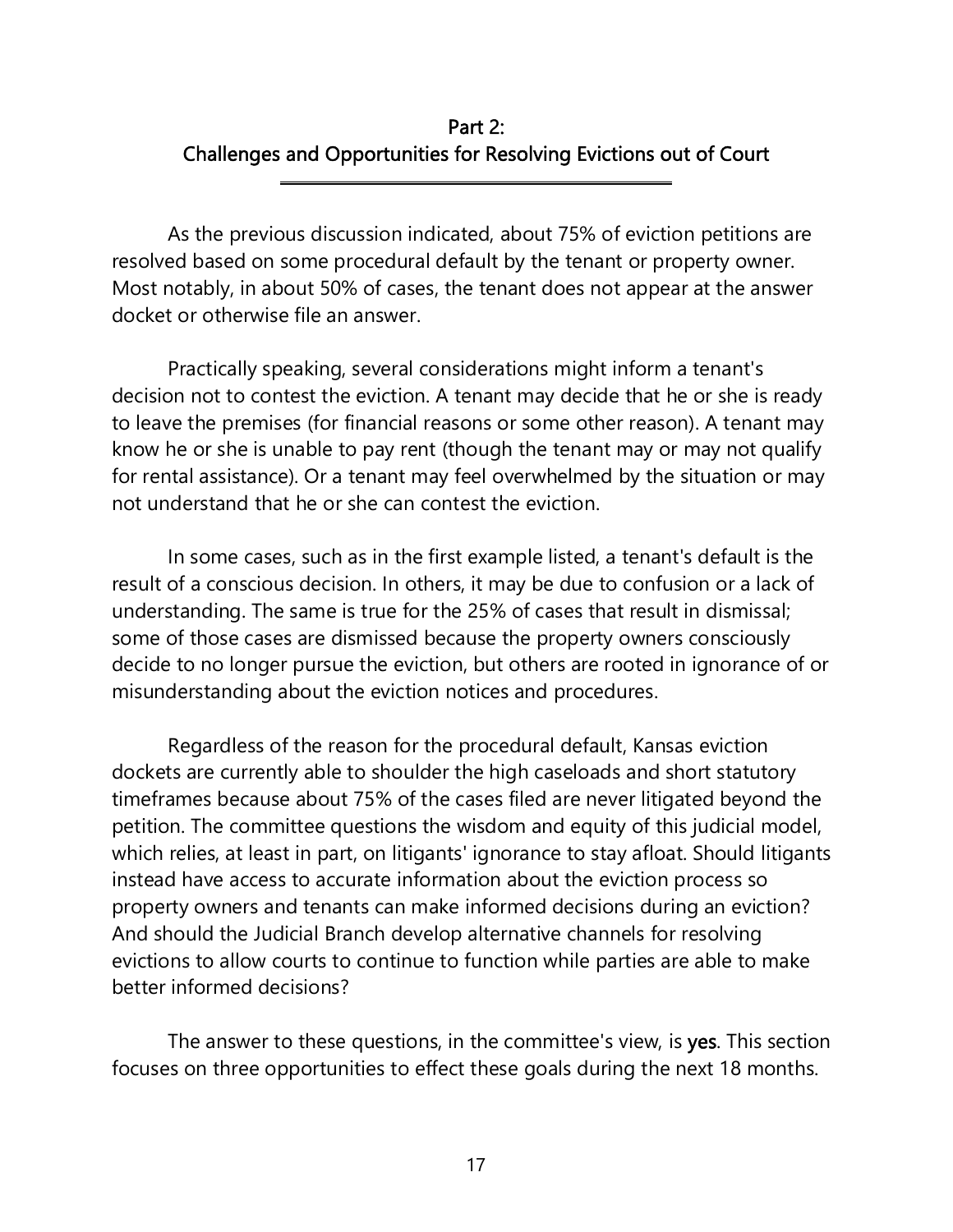## Part 2:
## Challenges and Opportunities for Resolving Evictions out of Court

As the previous discussion indicated, about 75% of eviction petitions are resolved based on some procedural default by the tenant or property owner. Most notably, in about 50% of cases, the tenant does not appear at the answer docket or otherwise file an answer.

Practically speaking, several considerations might inform a tenant's decision not to contest the eviction. A tenant may decide that he or she is ready to leave the premises (for financial reasons or some other reason). A tenant may know he or she is unable to pay rent (though the tenant may or may not qualify for rental assistance). Or a tenant may feel overwhelmed by the situation or may not understand that he or she can contest the eviction.

In some cases, such as in the first example listed, a tenant's default is the result of a conscious decision. In others, it may be due to confusion or a lack of understanding. The same is true for the 25% of cases that result in dismissal; some of those cases are dismissed because the property owners consciously decide to no longer pursue the eviction, but others are rooted in ignorance of or misunderstanding about the eviction notices and procedures.

Regardless of the reason for the procedural default, Kansas eviction dockets are currently able to shoulder the high caseloads and short statutory timeframes because about 75% of the cases filed are never litigated beyond the petition. The committee questions the wisdom and equity of this judicial model, which relies, at least in part, on litigants' ignorance to stay afloat. Should litigants instead have access to accurate information about the eviction process so property owners and tenants can make informed decisions during an eviction? And should the Judicial Branch develop alternative channels for resolving evictions to allow courts to continue to function while parties are able to make better informed decisions?

The answer to these questions, in the committee's view, is **yes**. This section focuses on three opportunities to effect these goals during the next 18 months.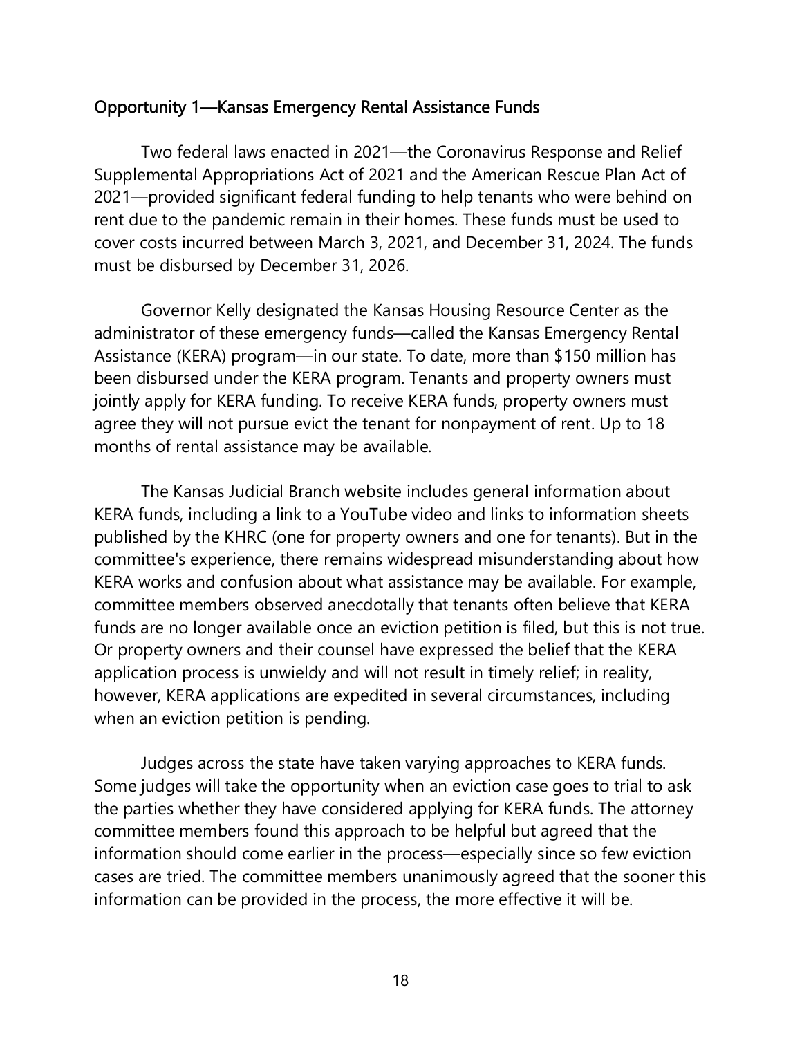## Opportunity 1—Kansas Emergency Rental Assistance Funds

Two federal laws enacted in 2021—the Coronavirus Response and Relief Supplemental Appropriations Act of 2021 and the American Rescue Plan Act of 2021—provided significant federal funding to help tenants who were behind on rent due to the pandemic remain in their homes. These funds must be used to cover costs incurred between March 3, 2021, and December 31, 2024. The funds must be disbursed by December 31, 2026.

Governor Kelly designated the Kansas Housing Resource Center as the administrator of these emergency funds—called the Kansas Emergency Rental Assistance (KERA) program—in our state. To date, more than $150 million has been disbursed under the KERA program. Tenants and property owners must jointly apply for KERA funding. To receive KERA funds, property owners must agree they will not pursue evict the tenant for nonpayment of rent. Up to 18 months of rental assistance may be available.

The Kansas Judicial Branch website includes general information about KERA funds, including a link to a YouTube video and links to information sheets published by the KHRC (one for property owners and one for tenants). But in the committee's experience, there remains widespread misunderstanding about how KERA works and confusion about what assistance may be available. For example, committee members observed anecdotally that tenants often believe that KERA funds are no longer available once an eviction petition is filed, but this is not true. Or property owners and their counsel have expressed the belief that the KERA application process is unwieldy and will not result in timely relief; in reality, however, KERA applications are expedited in several circumstances, including when an eviction petition is pending.

Judges across the state have taken varying approaches to KERA funds. Some judges will take the opportunity when an eviction case goes to trial to ask the parties whether they have considered applying for KERA funds. The attorney committee members found this approach to be helpful but agreed that the information should come earlier in the process—especially since so few eviction cases are tried. The committee members unanimously agreed that the sooner this information can be provided in the process, the more effective it will be.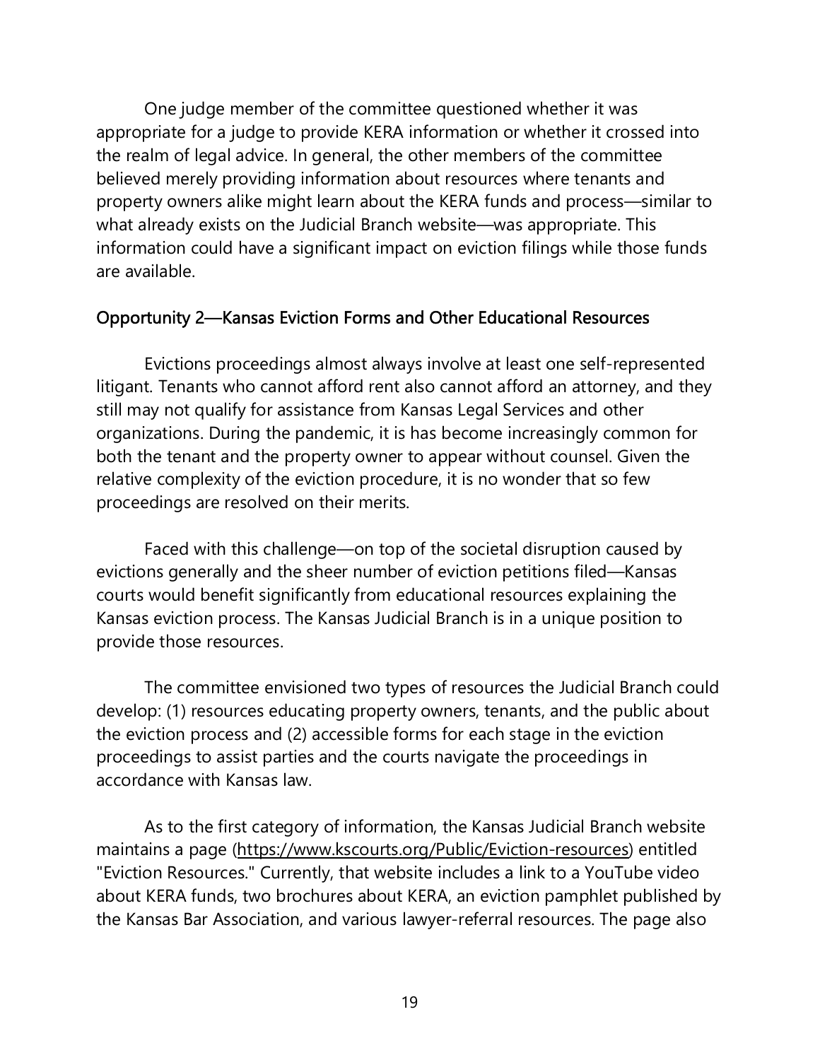One judge member of the committee questioned whether it was appropriate for a judge to provide KERA information or whether it crossed into the realm of legal advice. In general, the other members of the committee believed merely providing information about resources where tenants and property owners alike might learn about the KERA funds and process—similar to what already exists on the Judicial Branch website—was appropriate. This information could have a significant impact on eviction filings while those funds are available.

### Opportunity 2—Kansas Eviction Forms and Other Educational Resources

Evictions proceedings almost always involve at least one self-represented litigant. Tenants who cannot afford rent also cannot afford an attorney, and they still may not qualify for assistance from Kansas Legal Services and other organizations. During the pandemic, it is has become increasingly common for both the tenant and the property owner to appear without counsel. Given the relative complexity of the eviction procedure, it is no wonder that so few proceedings are resolved on their merits.

Faced with this challenge—on top of the societal disruption caused by evictions generally and the sheer number of eviction petitions filed—Kansas courts would benefit significantly from educational resources explaining the Kansas eviction process. The Kansas Judicial Branch is in a unique position to provide those resources.

The committee envisioned two types of resources the Judicial Branch could develop: (1) resources educating property owners, tenants, and the public about the eviction process and (2) accessible forms for each stage in the eviction proceedings to assist parties and the courts navigate the proceedings in accordance with Kansas law.

As to the first category of information, the Kansas Judicial Branch website maintains a page (https://www.kscourts.org/Public/Eviction-resources) entitled "Eviction Resources." Currently, that website includes a link to a YouTube video about KERA funds, two brochures about KERA, an eviction pamphlet published by the Kansas Bar Association, and various lawyer-referral resources. The page also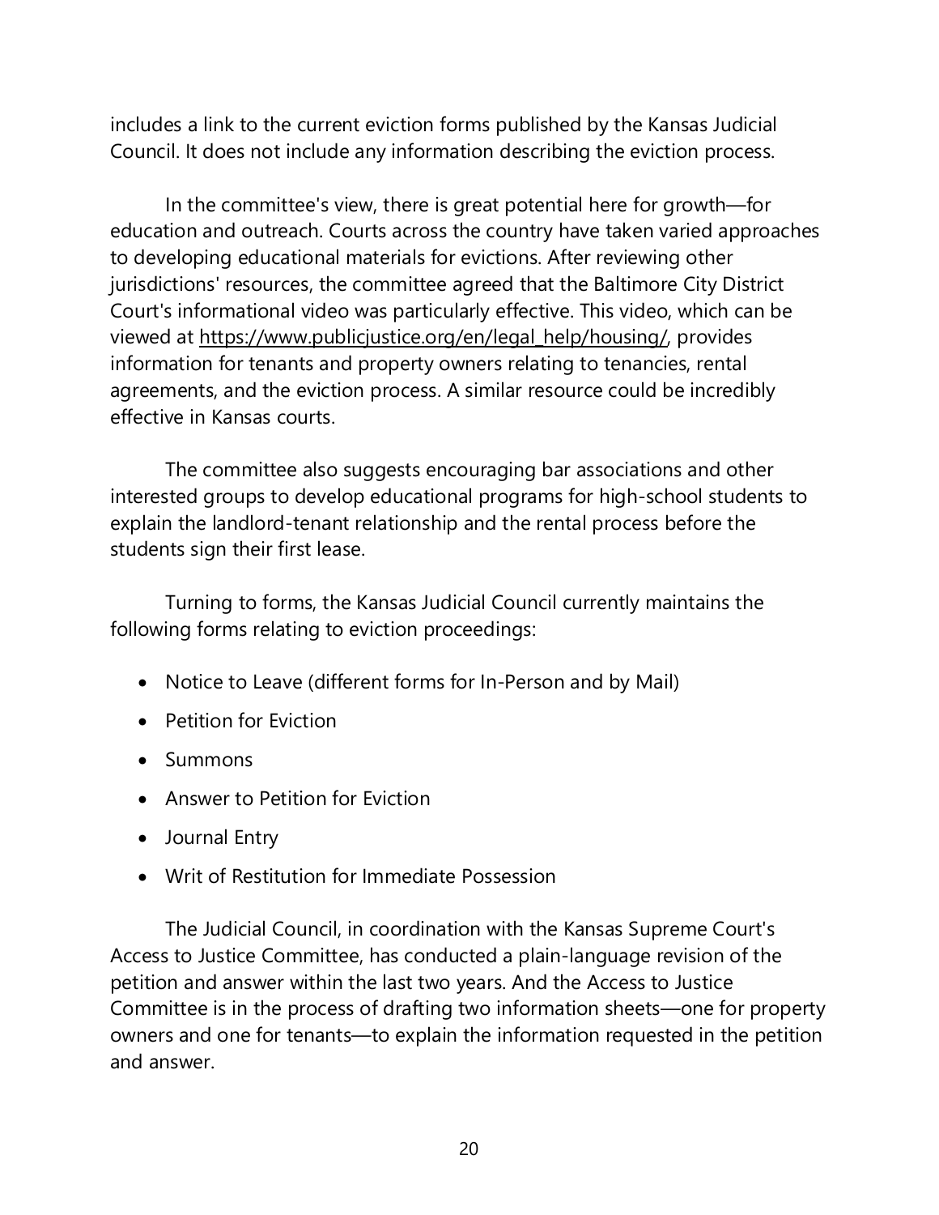includes a link to the current eviction forms published by the Kansas Judicial Council. It does not include any information describing the eviction process.

In the committee's view, there is great potential here for growth—for education and outreach. Courts across the country have taken varied approaches to developing educational materials for evictions. After reviewing other jurisdictions' resources, the committee agreed that the Baltimore City District Court's informational video was particularly effective. This video, which can be viewed at https://www.publicjustice.org/en/legal_help/housing/, provides information for tenants and property owners relating to tenancies, rental agreements, and the eviction process. A similar resource could be incredibly effective in Kansas courts.

The committee also suggests encouraging bar associations and other interested groups to develop educational programs for high-school students to explain the landlord-tenant relationship and the rental process before the students sign their first lease.

Turning to forms, the Kansas Judicial Council currently maintains the following forms relating to eviction proceedings:

- Notice to Leave (different forms for In-Person and by Mail)
- Petition for Eviction
- Summons
- Answer to Petition for Eviction
- Journal Entry
- Writ of Restitution for Immediate Possession

The Judicial Council, in coordination with the Kansas Supreme Court's Access to Justice Committee, has conducted a plain-language revision of the petition and answer within the last two years. And the Access to Justice Committee is in the process of drafting two information sheets—one for property owners and one for tenants—to explain the information requested in the petition and answer.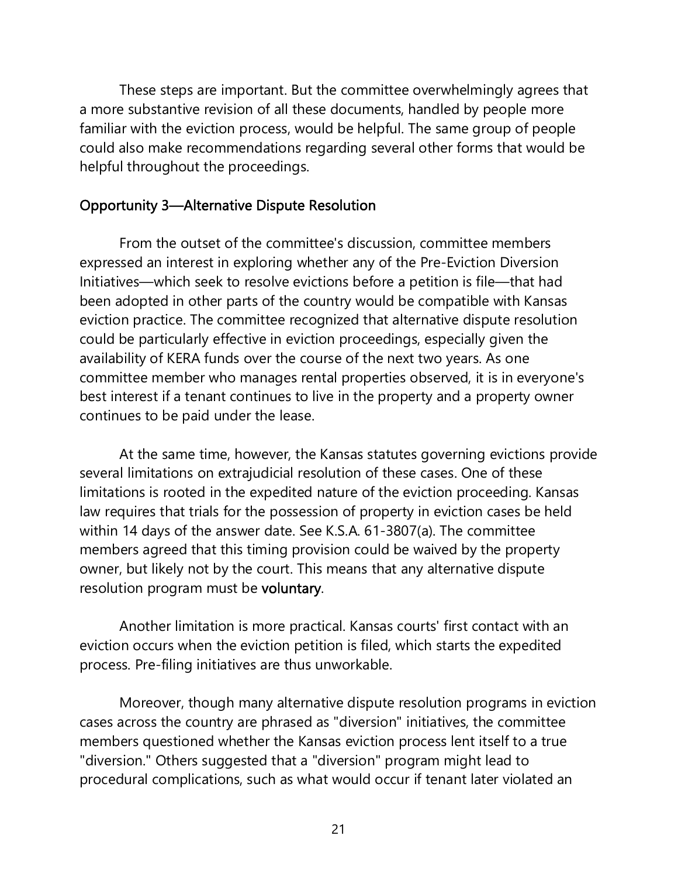These steps are important. But the committee overwhelmingly agrees that a more substantive revision of all these documents, handled by people more familiar with the eviction process, would be helpful. The same group of people could also make recommendations regarding several other forms that would be helpful throughout the proceedings.

## Opportunity 3—Alternative Dispute Resolution

From the outset of the committee's discussion, committee members expressed an interest in exploring whether any of the Pre-Eviction Diversion Initiatives—which seek to resolve evictions before a petition is file—that had been adopted in other parts of the country would be compatible with Kansas eviction practice. The committee recognized that alternative dispute resolution could be particularly effective in eviction proceedings, especially given the availability of KERA funds over the course of the next two years. As one committee member who manages rental properties observed, it is in everyone's best interest if a tenant continues to live in the property and a property owner continues to be paid under the lease.

At the same time, however, the Kansas statutes governing evictions provide several limitations on extrajudicial resolution of these cases. One of these limitations is rooted in the expedited nature of the eviction proceeding. Kansas law requires that trials for the possession of property in eviction cases be held within 14 days of the answer date. See K.S.A. 61-3807(a). The committee members agreed that this timing provision could be waived by the property owner, but likely not by the court. This means that any alternative dispute resolution program must be **voluntary**.

Another limitation is more practical. Kansas courts' first contact with an eviction occurs when the eviction petition is filed, which starts the expedited process. Pre-filing initiatives are thus unworkable.

Moreover, though many alternative dispute resolution programs in eviction cases across the country are phrased as "diversion" initiatives, the committee members questioned whether the Kansas eviction process lent itself to a true "diversion." Others suggested that a "diversion" program might lead to procedural complications, such as what would occur if tenant later violated an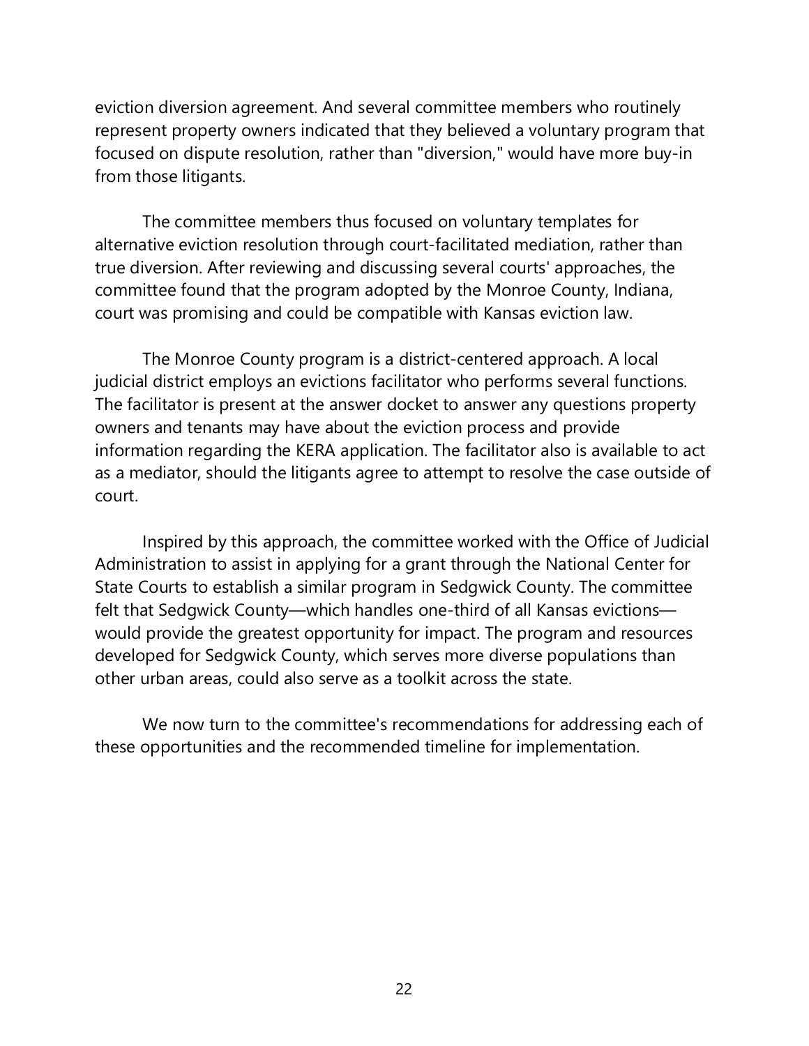eviction diversion agreement. And several committee members who routinely represent property owners indicated that they believed a voluntary program that focused on dispute resolution, rather than "diversion," would have more buy-in from those litigants.

The committee members thus focused on voluntary templates for alternative eviction resolution through court-facilitated mediation, rather than true diversion. After reviewing and discussing several courts' approaches, the committee found that the program adopted by the Monroe County, Indiana, court was promising and could be compatible with Kansas eviction law.

The Monroe County program is a district-centered approach. A local judicial district employs an evictions facilitator who performs several functions. The facilitator is present at the answer docket to answer any questions property owners and tenants may have about the eviction process and provide information regarding the KERA application. The facilitator also is available to act as a mediator, should the litigants agree to attempt to resolve the case outside of court.

Inspired by this approach, the committee worked with the Office of Judicial Administration to assist in applying for a grant through the National Center for State Courts to establish a similar program in Sedgwick County. The committee felt that Sedgwick County—which handles one-third of all Kansas evictions—would provide the greatest opportunity for impact. The program and resources developed for Sedgwick County, which serves more diverse populations than other urban areas, could also serve as a toolkit across the state.

We now turn to the committee's recommendations for addressing each of these opportunities and the recommended timeline for implementation.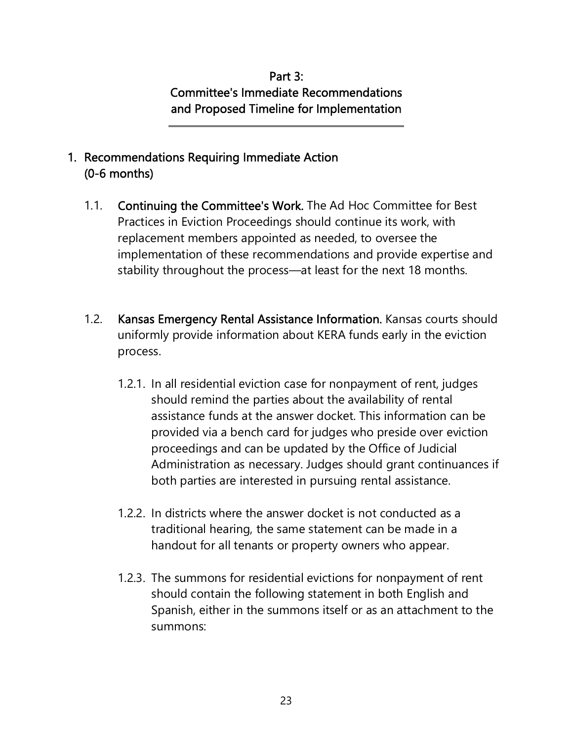# Part 3:
# Committee's Immediate Recommendations and Proposed Timeline for Implementation

## 1. Recommendations Requiring Immediate Action (0-6 months)

1.1. **Continuing the Committee's Work.** The Ad Hoc Committee for Best Practices in Eviction Proceedings should continue its work, with replacement members appointed as needed, to oversee the implementation of these recommendations and provide expertise and stability throughout the process—at least for the next 18 months.

1.2. **Kansas Emergency Rental Assistance Information.** Kansas courts should uniformly provide information about KERA funds early in the eviction process.

1.2.1. In all residential eviction case for nonpayment of rent, judges should remind the parties about the availability of rental assistance funds at the answer docket. This information can be provided via a bench card for judges who preside over eviction proceedings and can be updated by the Office of Judicial Administration as necessary. Judges should grant continuances if both parties are interested in pursuing rental assistance.

1.2.2. In districts where the answer docket is not conducted as a traditional hearing, the same statement can be made in a handout for all tenants or property owners who appear.

1.2.3. The summons for residential evictions for nonpayment of rent should contain the following statement in both English and Spanish, either in the summons itself or as an attachment to the summons: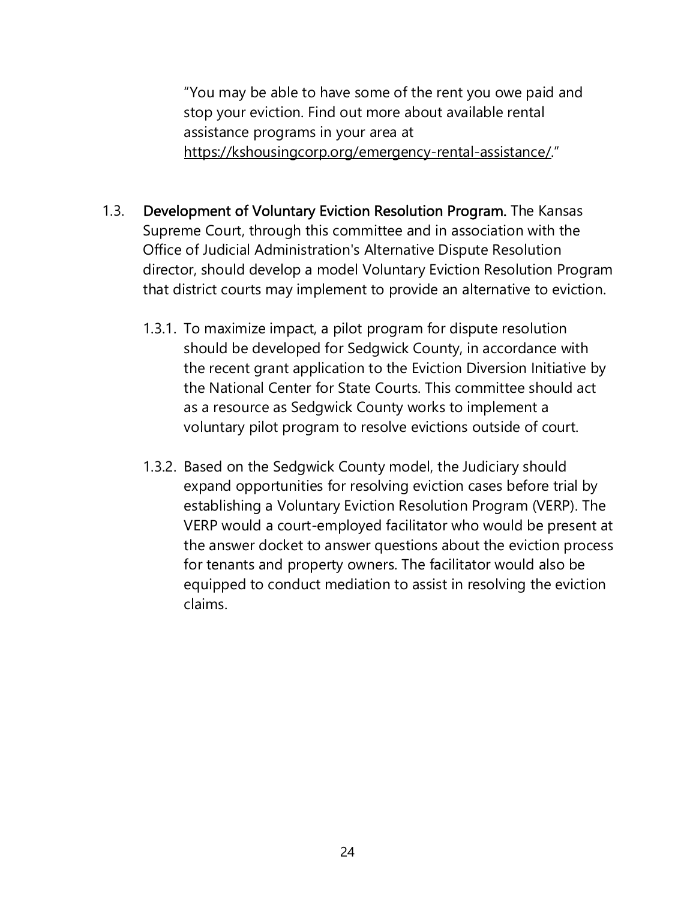"You may be able to have some of the rent you owe paid and stop your eviction. Find out more about available rental assistance programs in your area at https://kshousingcorp.org/emergency-rental-assistance/."

1.3. **Development of Voluntary Eviction Resolution Program.** The Kansas Supreme Court, through this committee and in association with the Office of Judicial Administration's Alternative Dispute Resolution director, should develop a model Voluntary Eviction Resolution Program that district courts may implement to provide an alternative to eviction.

1.3.1. To maximize impact, a pilot program for dispute resolution should be developed for Sedgwick County, in accordance with the recent grant application to the Eviction Diversion Initiative by the National Center for State Courts. This committee should act as a resource as Sedgwick County works to implement a voluntary pilot program to resolve evictions outside of court.

1.3.2. Based on the Sedgwick County model, the Judiciary should expand opportunities for resolving eviction cases before trial by establishing a Voluntary Eviction Resolution Program (VERP). The VERP would a court-employed facilitator who would be present at the answer docket to answer questions about the eviction process for tenants and property owners. The facilitator would also be equipped to conduct mediation to assist in resolving the eviction claims.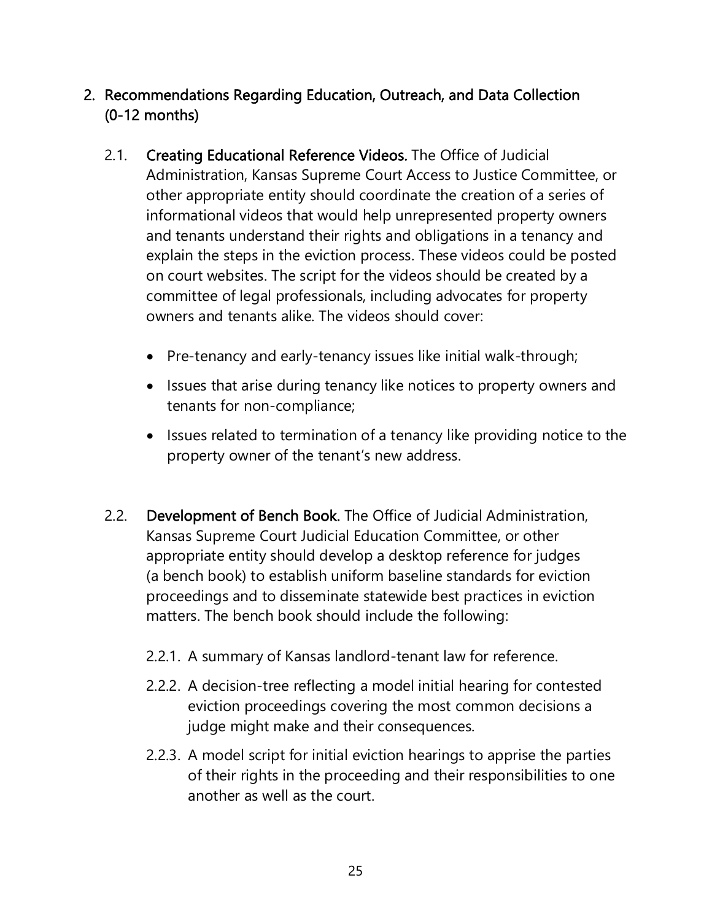## 2. Recommendations Regarding Education, Outreach, and Data Collection (0-12 months)

2.1. **Creating Educational Reference Videos.** The Office of Judicial Administration, Kansas Supreme Court Access to Justice Committee, or other appropriate entity should coordinate the creation of a series of informational videos that would help unrepresented property owners and tenants understand their rights and obligations in a tenancy and explain the steps in the eviction process. These videos could be posted on court websites. The script for the videos should be created by a committee of legal professionals, including advocates for property owners and tenants alike. The videos should cover:

- Pre-tenancy and early-tenancy issues like initial walk-through;
- Issues that arise during tenancy like notices to property owners and tenants for non-compliance;
- Issues related to termination of a tenancy like providing notice to the property owner of the tenant's new address.

2.2. **Development of Bench Book.** The Office of Judicial Administration, Kansas Supreme Court Judicial Education Committee, or other appropriate entity should develop a desktop reference for judges (a bench book) to establish uniform baseline standards for eviction proceedings and to disseminate statewide best practices in eviction matters. The bench book should include the following:

2.2.1. A summary of Kansas landlord-tenant law for reference.

2.2.2. A decision-tree reflecting a model initial hearing for contested eviction proceedings covering the most common decisions a judge might make and their consequences.

2.2.3. A model script for initial eviction hearings to apprise the parties of their rights in the proceeding and their responsibilities to one another as well as the court.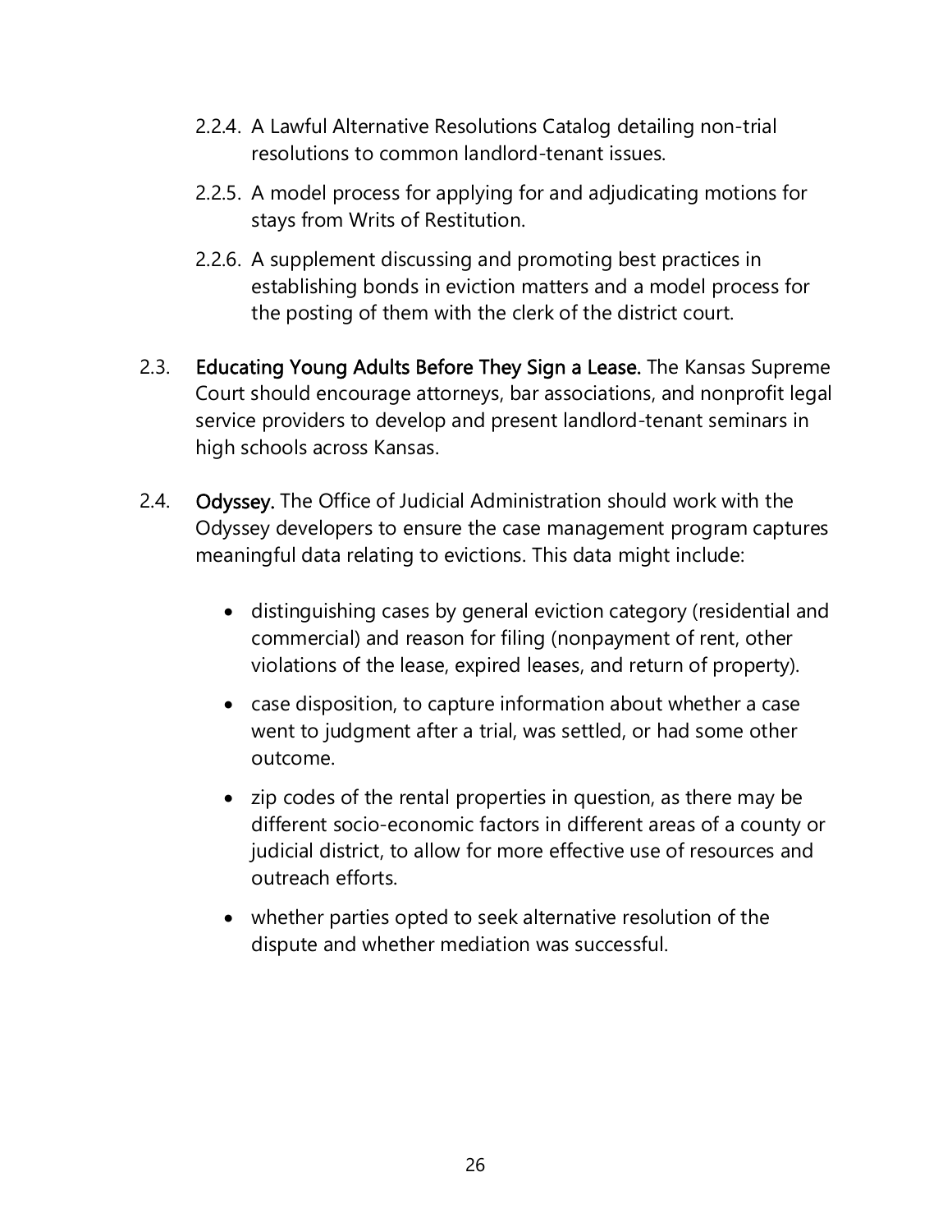2.2.4. A Lawful Alternative Resolutions Catalog detailing non-trial resolutions to common landlord-tenant issues.

2.2.5. A model process for applying for and adjudicating motions for stays from Writs of Restitution.

2.2.6. A supplement discussing and promoting best practices in establishing bonds in eviction matters and a model process for the posting of them with the clerk of the district court.

2.3. **Educating Young Adults Before They Sign a Lease.** The Kansas Supreme Court should encourage attorneys, bar associations, and nonprofit legal service providers to develop and present landlord-tenant seminars in high schools across Kansas.

2.4. **Odyssey.** The Office of Judicial Administration should work with the Odyssey developers to ensure the case management program captures meaningful data relating to evictions. This data might include:

- distinguishing cases by general eviction category (residential and commercial) and reason for filing (nonpayment of rent, other violations of the lease, expired leases, and return of property).
- case disposition, to capture information about whether a case went to judgment after a trial, was settled, or had some other outcome.
- zip codes of the rental properties in question, as there may be different socio-economic factors in different areas of a county or judicial district, to allow for more effective use of resources and outreach efforts.
- whether parties opted to seek alternative resolution of the dispute and whether mediation was successful.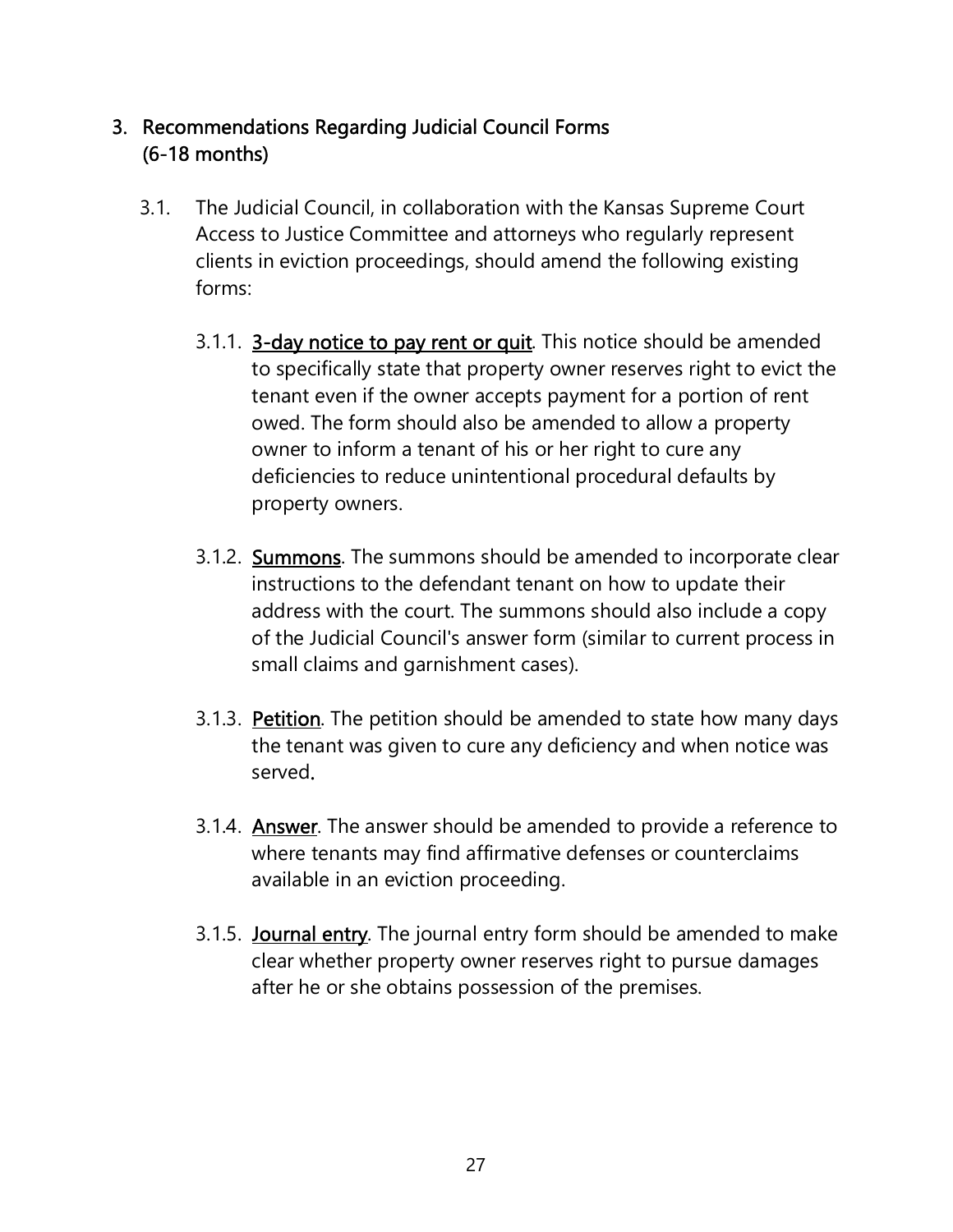## 3. Recommendations Regarding Judicial Council Forms (6-18 months)

3.1. The Judicial Council, in collaboration with the Kansas Supreme Court Access to Justice Committee and attorneys who regularly represent clients in eviction proceedings, should amend the following existing forms:

3.1.1. <u>3-day notice to pay rent or quit</u>. This notice should be amended to specifically state that property owner reserves right to evict the tenant even if the owner accepts payment for a portion of rent owed. The form should also be amended to allow a property owner to inform a tenant of his or her right to cure any deficiencies to reduce unintentional procedural defaults by property owners.

3.1.2. <u>Summons</u>. The summons should be amended to incorporate clear instructions to the defendant tenant on how to update their address with the court. The summons should also include a copy of the Judicial Council's answer form (similar to current process in small claims and garnishment cases).

3.1.3. <u>Petition</u>. The petition should be amended to state how many days the tenant was given to cure any deficiency and when notice was served.

3.1.4. <u>Answer</u>. The answer should be amended to provide a reference to where tenants may find affirmative defenses or counterclaims available in an eviction proceeding.

3.1.5. <u>Journal entry</u>. The journal entry form should be amended to make clear whether property owner reserves right to pursue damages after he or she obtains possession of the premises.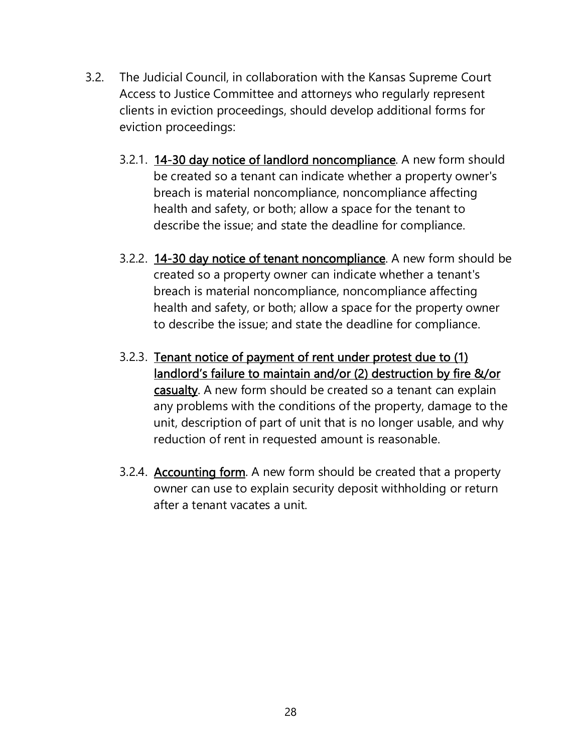3.2. The Judicial Council, in collaboration with the Kansas Supreme Court Access to Justice Committee and attorneys who regularly represent clients in eviction proceedings, should develop additional forms for eviction proceedings:

- 3.2.1. <u>14-30 day notice of landlord noncompliance</u>. A new form should be created so a tenant can indicate whether a property owner's breach is material noncompliance, noncompliance affecting health and safety, or both; allow a space for the tenant to describe the issue; and state the deadline for compliance.

- 3.2.2. <u>14-30 day notice of tenant noncompliance</u>. A new form should be created so a property owner can indicate whether a tenant's breach is material noncompliance, noncompliance affecting health and safety, or both; allow a space for the property owner to describe the issue; and state the deadline for compliance.

- 3.2.3. <u>Tenant notice of payment of rent under protest due to (1) landlord's failure to maintain and/or (2) destruction by fire &/or casualty</u>. A new form should be created so a tenant can explain any problems with the conditions of the property, damage to the unit, description of part of unit that is no longer usable, and why reduction of rent in requested amount is reasonable.

- 3.2.4. <u>Accounting form</u>. A new form should be created that a property owner can use to explain security deposit withholding or return after a tenant vacates a unit.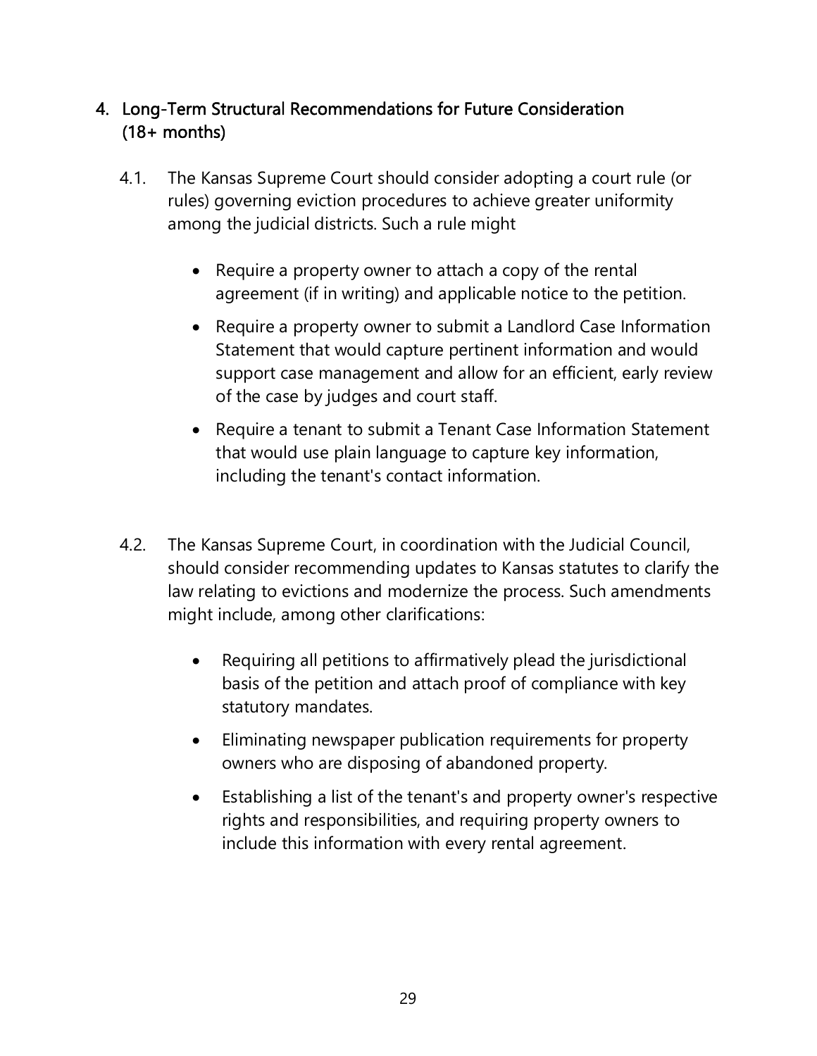## 4. Long-Term Structural Recommendations for Future Consideration (18+ months)

4.1. The Kansas Supreme Court should consider adopting a court rule (or rules) governing eviction procedures to achieve greater uniformity among the judicial districts. Such a rule might

- Require a property owner to attach a copy of the rental agreement (if in writing) and applicable notice to the petition.
- Require a property owner to submit a Landlord Case Information Statement that would capture pertinent information and would support case management and allow for an efficient, early review of the case by judges and court staff.
- Require a tenant to submit a Tenant Case Information Statement that would use plain language to capture key information, including the tenant's contact information.

4.2. The Kansas Supreme Court, in coordination with the Judicial Council, should consider recommending updates to Kansas statutes to clarify the law relating to evictions and modernize the process. Such amendments might include, among other clarifications:

- Requiring all petitions to affirmatively plead the jurisdictional basis of the petition and attach proof of compliance with key statutory mandates.
- Eliminating newspaper publication requirements for property owners who are disposing of abandoned property.
- Establishing a list of the tenant's and property owner's respective rights and responsibilities, and requiring property owners to include this information with every rental agreement.